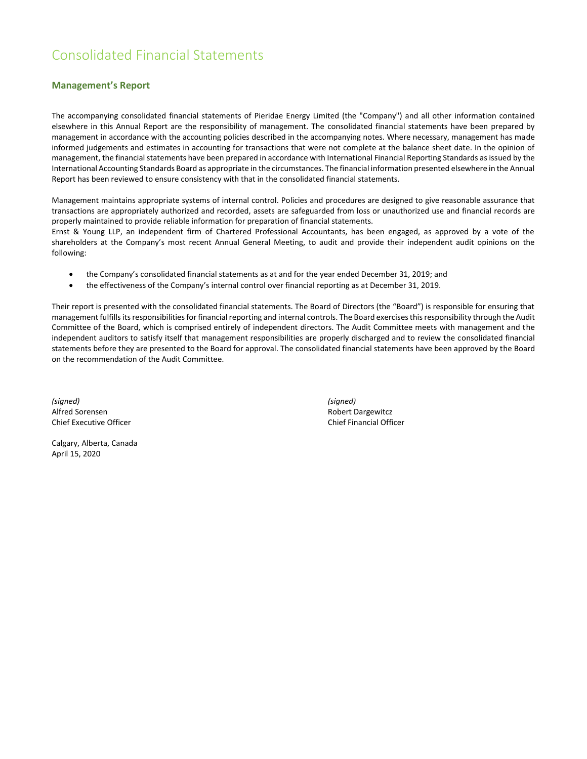# Consolidated Financial Statements

## Management's Report

The accompanying consolidated financial statements of Pieridae Energy Limited (the "Company") and all other information contained elsewhere in this Annual Report are the responsibility of management. The consolidated financial statements have been prepared by management in accordance with the accounting policies described in the accompanying notes. Where necessary, management has made informed judgements and estimates in accounting for transactions that were not complete at the balance sheet date. In the opinion of management, the financial statements have been prepared in accordance with International Financial Reporting Standards as issued by the International Accounting Standards Board as appropriate in the circumstances. The financial information presented elsewhere in the Annual Report has been reviewed to ensure consistency with that in the consolidated financial statements.

Management maintains appropriate systems of internal control. Policies and procedures are designed to give reasonable assurance that transactions are appropriately authorized and recorded, assets are safeguarded from loss or unauthorized use and financial records are properly maintained to provide reliable information for preparation of financial statements.
Ernst & Young LLP, an independent firm of Chartered Professional Accountants, has been engaged, as approved by a vote of the shareholders at the Company's most recent Annual General Meeting, to audit and provide their independent audit opinions on the following:

- the Company's consolidated financial statements as at and for the year ended December 31, 2019; and
- the effectiveness of the Company's internal control over financial reporting as at December 31, 2019.

Their report is presented with the consolidated financial statements. The Board of Directors (the "Board") is responsible for ensuring that management fulfills its responsibilities for financial reporting and internal controls. The Board exercises this responsibility through the Audit Committee of the Board, which is comprised entirely of independent directors. The Audit Committee meets with management and the independent auditors to satisfy itself that management responsibilities are properly discharged and to review the consolidated financial statements before they are presented to the Board for approval. The consolidated financial statements have been approved by the Board on the recommendation of the Audit Committee.

*(signed)*
Alfred Sorensen
Chief Executive Officer

*(signed)*
Robert Dargewitcz
Chief Financial Officer

Calgary, Alberta, Canada
April 15, 2020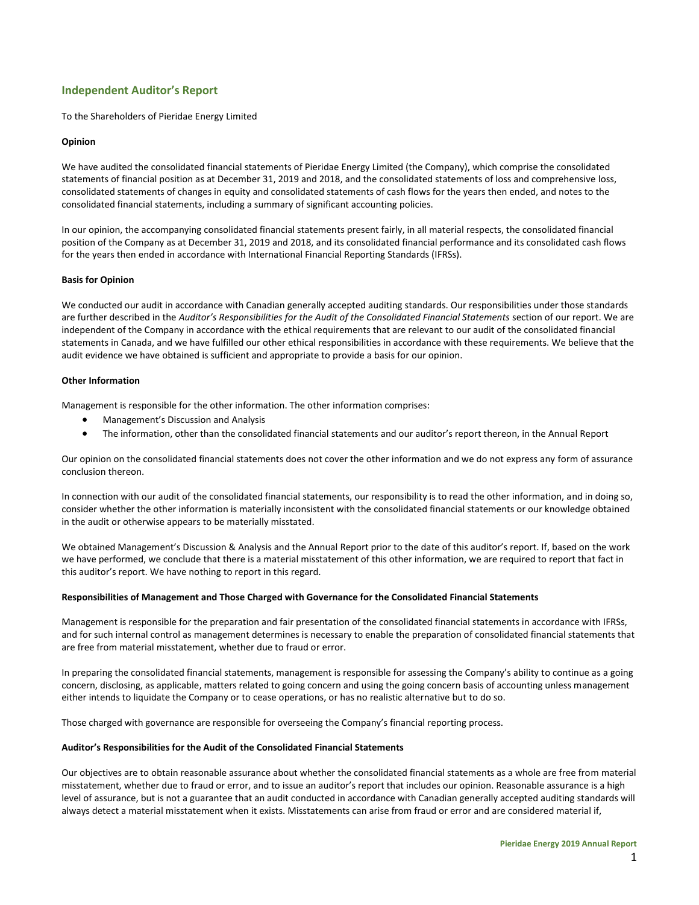## Independent Auditor's Report

To the Shareholders of Pieridae Energy Limited

**Opinion**

We have audited the consolidated financial statements of Pieridae Energy Limited (the Company), which comprise the consolidated statements of financial position as at December 31, 2019 and 2018, and the consolidated statements of loss and comprehensive loss, consolidated statements of changes in equity and consolidated statements of cash flows for the years then ended, and notes to the consolidated financial statements, including a summary of significant accounting policies.

In our opinion, the accompanying consolidated financial statements present fairly, in all material respects, the consolidated financial position of the Company as at December 31, 2019 and 2018, and its consolidated financial performance and its consolidated cash flows for the years then ended in accordance with International Financial Reporting Standards (IFRSs).

**Basis for Opinion**

We conducted our audit in accordance with Canadian generally accepted auditing standards. Our responsibilities under those standards are further described in the *Auditor's Responsibilities for the Audit of the Consolidated Financial Statements* section of our report. We are independent of the Company in accordance with the ethical requirements that are relevant to our audit of the consolidated financial statements in Canada, and we have fulfilled our other ethical responsibilities in accordance with these requirements. We believe that the audit evidence we have obtained is sufficient and appropriate to provide a basis for our opinion.

**Other Information**

Management is responsible for the other information. The other information comprises:

- Management's Discussion and Analysis
- The information, other than the consolidated financial statements and our auditor's report thereon, in the Annual Report

Our opinion on the consolidated financial statements does not cover the other information and we do not express any form of assurance conclusion thereon.

In connection with our audit of the consolidated financial statements, our responsibility is to read the other information, and in doing so, consider whether the other information is materially inconsistent with the consolidated financial statements or our knowledge obtained in the audit or otherwise appears to be materially misstated.

We obtained Management's Discussion & Analysis and the Annual Report prior to the date of this auditor's report. If, based on the work we have performed, we conclude that there is a material misstatement of this other information, we are required to report that fact in this auditor's report. We have nothing to report in this regard.

**Responsibilities of Management and Those Charged with Governance for the Consolidated Financial Statements**

Management is responsible for the preparation and fair presentation of the consolidated financial statements in accordance with IFRSs, and for such internal control as management determines is necessary to enable the preparation of consolidated financial statements that are free from material misstatement, whether due to fraud or error.

In preparing the consolidated financial statements, management is responsible for assessing the Company's ability to continue as a going concern, disclosing, as applicable, matters related to going concern and using the going concern basis of accounting unless management either intends to liquidate the Company or to cease operations, or has no realistic alternative but to do so.

Those charged with governance are responsible for overseeing the Company's financial reporting process.

**Auditor's Responsibilities for the Audit of the Consolidated Financial Statements**

Our objectives are to obtain reasonable assurance about whether the consolidated financial statements as a whole are free from material misstatement, whether due to fraud or error, and to issue an auditor's report that includes our opinion. Reasonable assurance is a high level of assurance, but is not a guarantee that an audit conducted in accordance with Canadian generally accepted auditing standards will always detect a material misstatement when it exists. Misstatements can arise from fraud or error and are considered material if,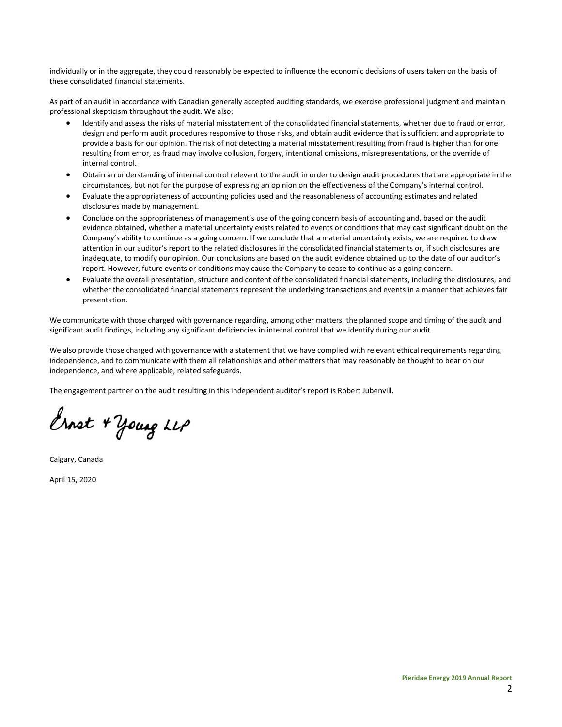individually or in the aggregate, they could reasonably be expected to influence the economic decisions of users taken on the basis of these consolidated financial statements.

As part of an audit in accordance with Canadian generally accepted auditing standards, we exercise professional judgment and maintain professional skepticism throughout the audit. We also:

- Identify and assess the risks of material misstatement of the consolidated financial statements, whether due to fraud or error, design and perform audit procedures responsive to those risks, and obtain audit evidence that is sufficient and appropriate to provide a basis for our opinion. The risk of not detecting a material misstatement resulting from fraud is higher than for one resulting from error, as fraud may involve collusion, forgery, intentional omissions, misrepresentations, or the override of internal control.
- Obtain an understanding of internal control relevant to the audit in order to design audit procedures that are appropriate in the circumstances, but not for the purpose of expressing an opinion on the effectiveness of the Company's internal control.
- Evaluate the appropriateness of accounting policies used and the reasonableness of accounting estimates and related disclosures made by management.
- Conclude on the appropriateness of management's use of the going concern basis of accounting and, based on the audit evidence obtained, whether a material uncertainty exists related to events or conditions that may cast significant doubt on the Company's ability to continue as a going concern. If we conclude that a material uncertainty exists, we are required to draw attention in our auditor's report to the related disclosures in the consolidated financial statements or, if such disclosures are inadequate, to modify our opinion. Our conclusions are based on the audit evidence obtained up to the date of our auditor's report. However, future events or conditions may cause the Company to cease to continue as a going concern.
- Evaluate the overall presentation, structure and content of the consolidated financial statements, including the disclosures, and whether the consolidated financial statements represent the underlying transactions and events in a manner that achieves fair presentation.

We communicate with those charged with governance regarding, among other matters, the planned scope and timing of the audit and significant audit findings, including any significant deficiencies in internal control that we identify during our audit.

We also provide those charged with governance with a statement that we have complied with relevant ethical requirements regarding independence, and to communicate with them all relationships and other matters that may reasonably be thought to bear on our independence, and where applicable, related safeguards.

The engagement partner on the audit resulting in this independent auditor's report is Robert Jubenvill.

Ernst & Young LLP

Calgary, Canada

April 15, 2020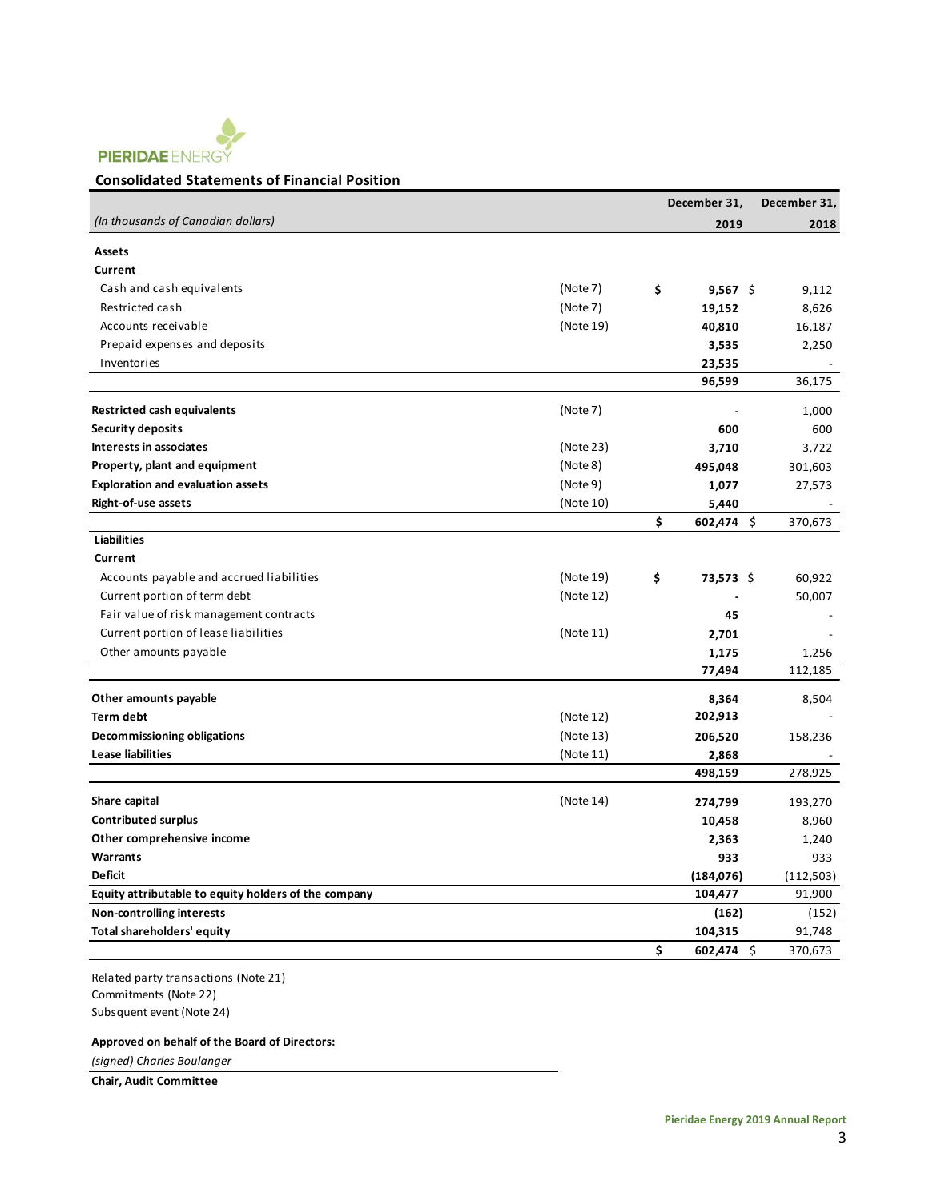PIERIDAE ENERGY

## Consolidated Statements of Financial Position

| *(In thousands of Canadian dollars)* | | December 31, 2019 | December 31, 2018 |
|---|---|---|---|
| **Assets** | | | |
| **Current** | | | |
| Cash and cash equivalents | (Note 7) | $ 9,567 | $ 9,112 |
| Restricted cash | (Note 7) | 19,152 | 8,626 |
| Accounts receivable | (Note 19) | 40,810 | 16,187 |
| Prepaid expenses and deposits | | 3,535 | 2,250 |
| Inventories | | 23,535 | - |
| | | 96,599 | 36,175 |
| **Restricted cash equivalents** | (Note 7) | - | 1,000 |
| **Security deposits** | | 600 | 600 |
| **Interests in associates** | (Note 23) | 3,710 | 3,722 |
| **Property, plant and equipment** | (Note 8) | 495,048 | 301,603 |
| **Exploration and evaluation assets** | (Note 9) | 1,077 | 27,573 |
| **Right-of-use assets** | (Note 10) | 5,440 | - |
| | | $ 602,474 | $ 370,673 |
| **Liabilities** | | | |
| **Current** | | | |
| Accounts payable and accrued liabilities | (Note 19) | $ 73,573 | $ 60,922 |
| Current portion of term debt | (Note 12) | - | 50,007 |
| Fair value of risk management contracts | | 45 | - |
| Current portion of lease liabilities | (Note 11) | 2,701 | - |
| Other amounts payable | | 1,175 | 1,256 |
| | | 77,494 | 112,185 |
| **Other amounts payable** | | 8,364 | 8,504 |
| **Term debt** | (Note 12) | 202,913 | - |
| **Decommissioning obligations** | (Note 13) | 206,520 | 158,236 |
| **Lease liabilities** | (Note 11) | 2,868 | - |
| | | 498,159 | 278,925 |
| **Share capital** | (Note 14) | 274,799 | 193,270 |
| **Contributed surplus** | | 10,458 | 8,960 |
| **Other comprehensive income** | | 2,363 | 1,240 |
| **Warrants** | | 933 | 933 |
| **Deficit** | | (184,076) | (112,503) |
| **Equity attributable to equity holders of the company** | | 104,477 | 91,900 |
| **Non-controlling interests** | | (162) | (152) |
| **Total shareholders' equity** | | 104,315 | 91,748 |
| | | $ 602,474 | $ 370,673 |

Related party transactions (Note 21)
Commitments (Note 22)
Subsquent event (Note 24)

**Approved on behalf of the Board of Directors:**

*(signed) Charles Boulanger*

**Chair, Audit Committee**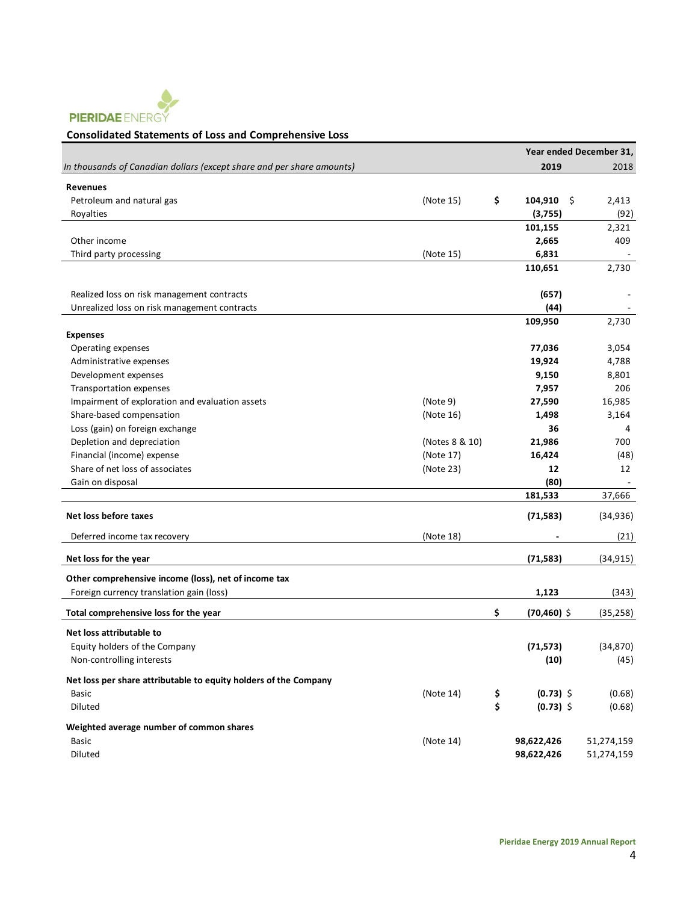PIERIDAE ENERGY

## Consolidated Statements of Loss and Comprehensive Loss

| *In thousands of Canadian dollars (except share and per share amounts)* | | Year ended December 31, **2019** | 2018 |
|---|---|---|---|
| **Revenues** | | | |
| Petroleum and natural gas | (Note 15) | $ **104,910** | $ 2,413 |
| Royalties | | **(3,755)** | (92) |
| | | **101,155** | 2,321 |
| Other income | | **2,665** | 409 |
| Third party processing | (Note 15) | **6,831** | - |
| | | **110,651** | 2,730 |
| Realized loss on risk management contracts | | **(657)** | - |
| Unrealized loss on risk management contracts | | **(44)** | - |
| | | **109,950** | 2,730 |
| **Expenses** | | | |
| Operating expenses | | **77,036** | 3,054 |
| Administrative expenses | | **19,924** | 4,788 |
| Development expenses | | **9,150** | 8,801 |
| Transportation expenses | | **7,957** | 206 |
| Impairment of exploration and evaluation assets | (Note 9) | **27,590** | 16,985 |
| Share-based compensation | (Note 16) | **1,498** | 3,164 |
| Loss (gain) on foreign exchange | | **36** | 4 |
| Depletion and depreciation | (Notes 8 & 10) | **21,986** | 700 |
| Financial (income) expense | (Note 17) | **16,424** | (48) |
| Share of net loss of associates | (Note 23) | **12** | 12 |
| Gain on disposal | | **(80)** | - |
| | | **181,533** | 37,666 |
| **Net loss before taxes** | | **(71,583)** | (34,936) |
| Deferred income tax recovery | (Note 18) | **-** | (21) |
| **Net loss for the year** | | **(71,583)** | (34,915) |
| **Other comprehensive income (loss), net of income tax** | | | |
| Foreign currency translation gain (loss) | | **1,123** | (343) |
| **Total comprehensive loss for the year** | | $ **(70,460)** | $ (35,258) |
| **Net loss attributable to** | | | |
| Equity holders of the Company | | **(71,573)** | (34,870) |
| Non-controlling interests | | **(10)** | (45) |
| **Net loss per share attributable to equity holders of the Company** | | | |
| Basic | (Note 14) | $ **(0.73)** | $ (0.68) |
| Diluted | | $ **(0.73)** | $ (0.68) |
| **Weighted average number of common shares** | | | |
| Basic | (Note 14) | **98,622,426** | 51,274,159 |
| Diluted | | **98,622,426** | 51,274,159 |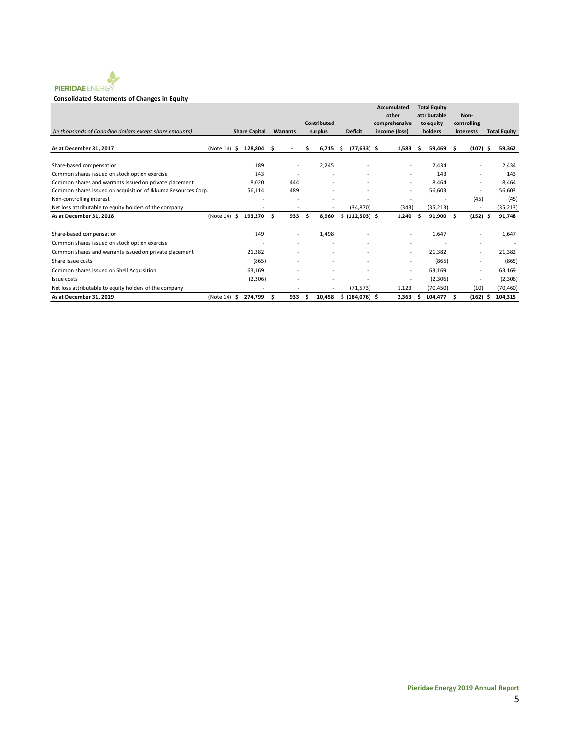PIERIDAE ENERGY

**Consolidated Statements of Changes in Equity**

| *(In thousands of Canadian dollars except share amounts)* | | Share Capital | Warrants | Contributed surplus | Deficit | Accumulated other comprehensive income (loss) | Total Equity attributable to equity holders | Non-controlling interests | Total Equity |
|---|---|---|---|---|---|---|---|---|---|
| **As at December 31, 2017** | (Note 14) | **$ 128,804** | **$ -** | **$ 6,715** | **$ (77,633)** | **$ 1,583** | **$ 59,469** | **$ (107)** | **$ 59,362** |
| Share-based compensation | | 189 | - | 2,245 | - | - | 2,434 | - | 2,434 |
| Common shares issued on stock option exercise | | 143 | - | - | - | - | 143 | - | 143 |
| Common shares and warrants issued on private placement | | 8,020 | 444 | - | - | - | 8,464 | - | 8,464 |
| Common shares issued on acquisition of Ikkuma Resources Corp. | | 56,114 | 489 | - | - | - | 56,603 | - | 56,603 |
| Non-controlling interest | | - | - | - | - | - | - | (45) | (45) |
| Net loss attributable to equity holders of the company | | - | - | - | (34,870) | (343) | (35,213) | - | (35,213) |
| **As at December 31, 2018** | (Note 14) | **$ 193,270** | **$ 933** | **$ 8,960** | **$ (112,503)** | **$ 1,240** | **$ 91,900** | **$ (152)** | **$ 91,748** |
| Share-based compensation | | 149 | - | 1,498 | - | - | 1,647 | - | 1,647 |
| Common shares issued on stock option exercise | | - | - | - | - | - | - | - | - |
| Common shares and warrants issued on private placement | | 21,382 | - | - | - | - | 21,382 | - | 21,382 |
| Share issue costs | | (865) | - | - | - | - | (865) | - | (865) |
| Common shares issued on Shell Acquisition | | 63,169 | - | - | - | - | 63,169 | - | 63,169 |
| Issue costs | | (2,306) | - | - | - | - | (2,306) | - | (2,306) |
| Net loss attributable to equity holders of the company | | - | - | - | (71,573) | 1,123 | (70,450) | (10) | (70,460) |
| **As at December 31, 2019** | (Note 14) | **$ 274,799** | **$ 933** | **$ 10,458** | **$ (184,076)** | **$ 2,363** | **$ 104,477** | **$ (162)** | **$ 104,315** |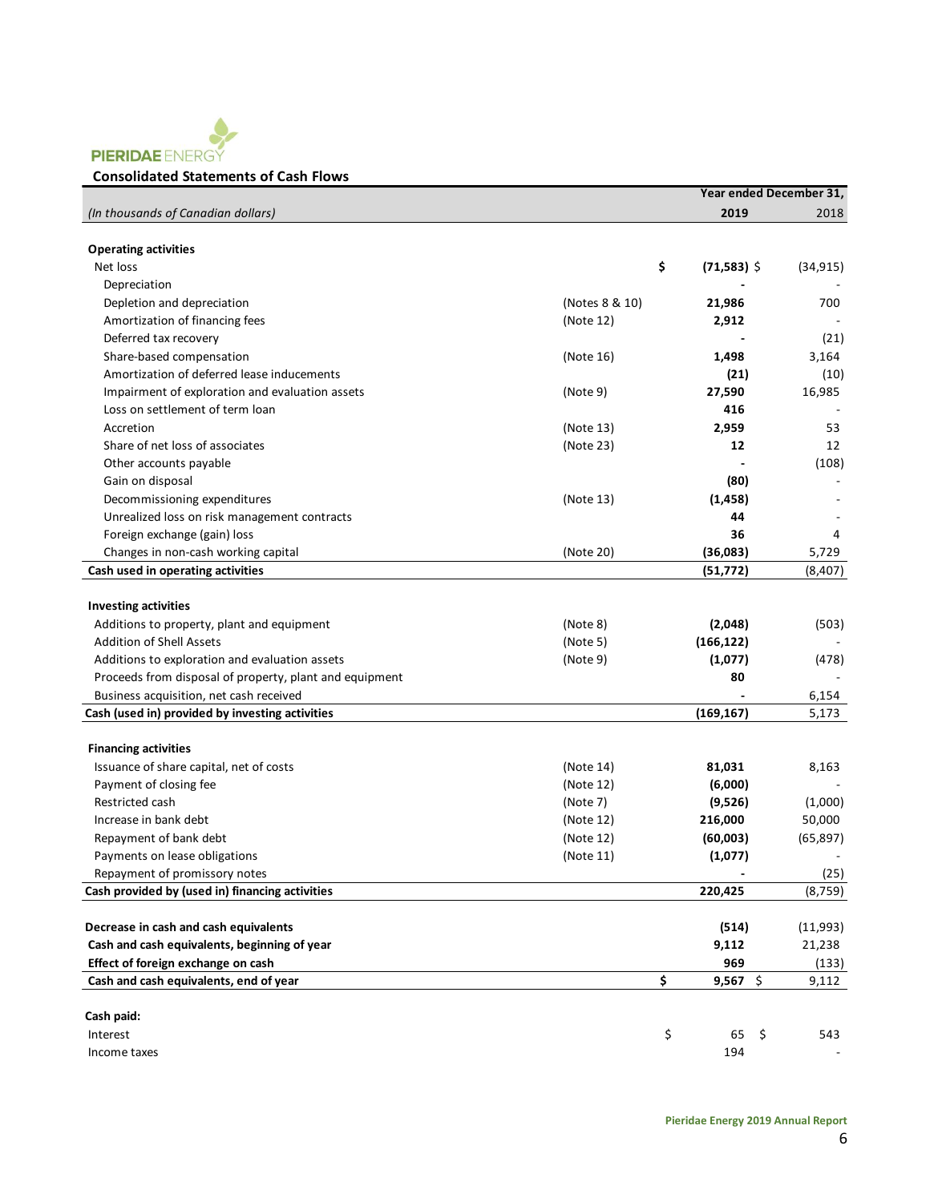PIERIDAE ENERGY

## Consolidated Statements of Cash Flows

| *(In thousands of Canadian dollars)* | | Year ended December 31, 2019 | 2018 |
|---|---|---|---|
| **Operating activities** | | | |
| Net loss | | **$ (71,583)** | $ (34,915) |
| Depreciation | | **-** | - |
| Depletion and depreciation | (Notes 8 & 10) | **21,986** | 700 |
| Amortization of financing fees | (Note 12) | **2,912** | - |
| Deferred tax recovery | | **-** | (21) |
| Share-based compensation | (Note 16) | **1,498** | 3,164 |
| Amortization of deferred lease inducements | | **(21)** | (10) |
| Impairment of exploration and evaluation assets | (Note 9) | **27,590** | 16,985 |
| Loss on settlement of term loan | | **416** | - |
| Accretion | (Note 13) | **2,959** | 53 |
| Share of net loss of associates | (Note 23) | **12** | 12 |
| Other accounts payable | | **-** | (108) |
| Gain on disposal | | **(80)** | - |
| Decommissioning expenditures | (Note 13) | **(1,458)** | - |
| Unrealized loss on risk management contracts | | **44** | - |
| Foreign exchange (gain) loss | | **36** | 4 |
| Changes in non-cash working capital | (Note 20) | **(36,083)** | 5,729 |
| **Cash used in operating activities** | | **(51,772)** | (8,407) |
| | | | |
| **Investing activities** | | | |
| Additions to property, plant and equipment | (Note 8) | **(2,048)** | (503) |
| Addition of Shell Assets | (Note 5) | **(166,122)** | - |
| Additions to exploration and evaluation assets | (Note 9) | **(1,077)** | (478) |
| Proceeds from disposal of property, plant and equipment | | **80** | - |
| Business acquisition, net cash received | | **-** | 6,154 |
| **Cash (used in) provided by investing activities** | | **(169,167)** | 5,173 |
| | | | |
| **Financing activities** | | | |
| Issuance of share capital, net of costs | (Note 14) | **81,031** | 8,163 |
| Payment of closing fee | (Note 12) | **(6,000)** | - |
| Restricted cash | (Note 7) | **(9,526)** | (1,000) |
| Increase in bank debt | (Note 12) | **216,000** | 50,000 |
| Repayment of bank debt | (Note 12) | **(60,003)** | (65,897) |
| Payments on lease obligations | (Note 11) | **(1,077)** | - |
| Repayment of promissory notes | | **-** | (25) |
| **Cash provided by (used in) financing activities** | | **220,425** | (8,759) |
| | | | |
| **Decrease in cash and cash equivalents** | | **(514)** | (11,993) |
| **Cash and cash equivalents, beginning of year** | | **9,112** | 21,238 |
| **Effect of foreign exchange on cash** | | **969** | (133) |
| **Cash and cash equivalents, end of year** | | **$ 9,567** | $ 9,112 |
| | | | |
| **Cash paid:** | | | |
| Interest | | $ 65 | $ 543 |
| Income taxes | | 194 | - |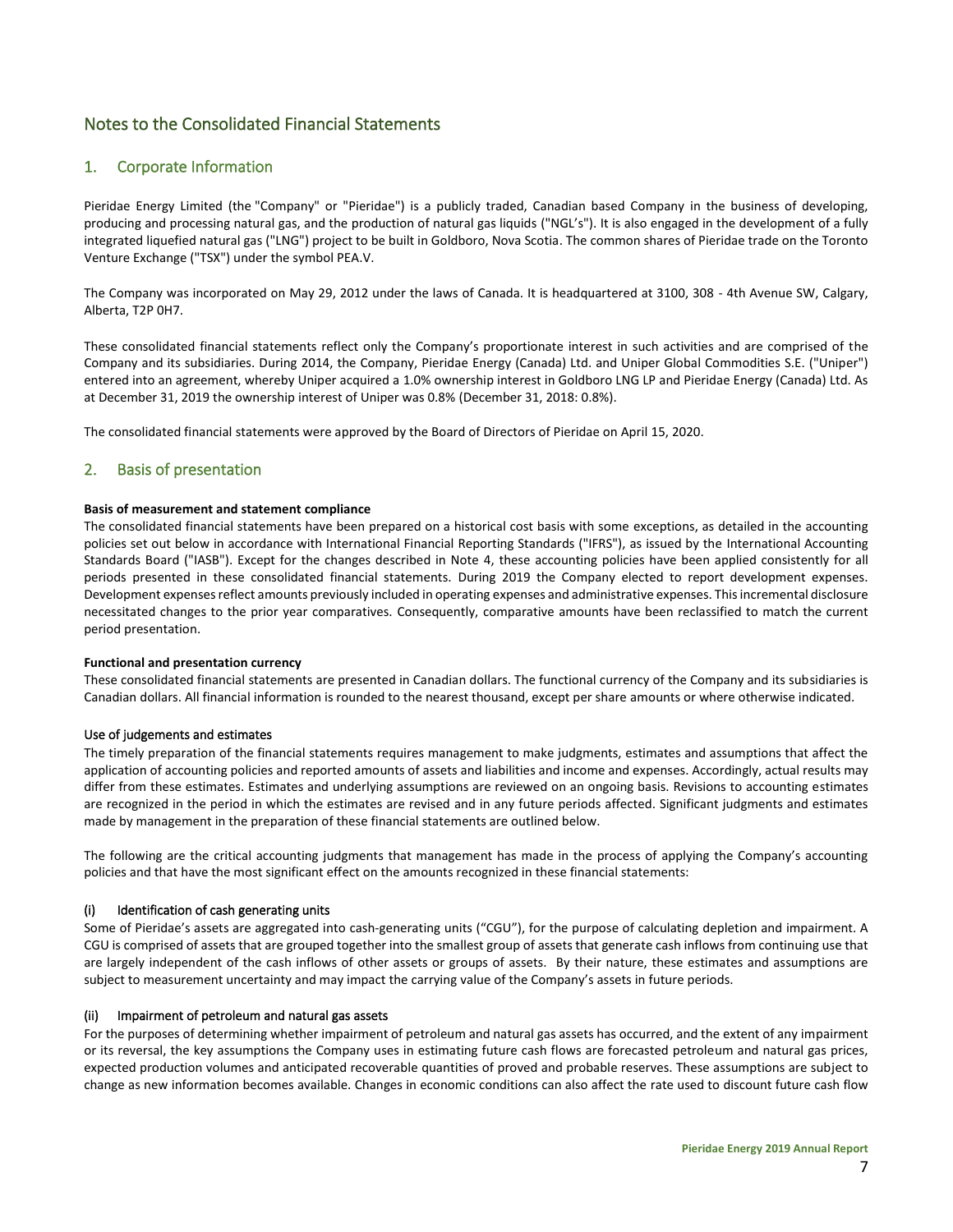# Notes to the Consolidated Financial Statements

## 1. Corporate Information

Pieridae Energy Limited (the "Company" or "Pieridae") is a publicly traded, Canadian based Company in the business of developing, producing and processing natural gas, and the production of natural gas liquids ("NGL's"). It is also engaged in the development of a fully integrated liquefied natural gas ("LNG") project to be built in Goldboro, Nova Scotia. The common shares of Pieridae trade on the Toronto Venture Exchange ("TSX") under the symbol PEA.V.

The Company was incorporated on May 29, 2012 under the laws of Canada. It is headquartered at 3100, 308 - 4th Avenue SW, Calgary, Alberta, T2P 0H7.

These consolidated financial statements reflect only the Company's proportionate interest in such activities and are comprised of the Company and its subsidiaries. During 2014, the Company, Pieridae Energy (Canada) Ltd. and Uniper Global Commodities S.E. ("Uniper") entered into an agreement, whereby Uniper acquired a 1.0% ownership interest in Goldboro LNG LP and Pieridae Energy (Canada) Ltd. As at December 31, 2019 the ownership interest of Uniper was 0.8% (December 31, 2018: 0.8%).

The consolidated financial statements were approved by the Board of Directors of Pieridae on April 15, 2020.

## 2. Basis of presentation

**Basis of measurement and statement compliance**

The consolidated financial statements have been prepared on a historical cost basis with some exceptions, as detailed in the accounting policies set out below in accordance with International Financial Reporting Standards ("IFRS"), as issued by the International Accounting Standards Board ("IASB"). Except for the changes described in Note 4, these accounting policies have been applied consistently for all periods presented in these consolidated financial statements. During 2019 the Company elected to report development expenses. Development expenses reflect amounts previously included in operating expenses and administrative expenses. This incremental disclosure necessitated changes to the prior year comparatives. Consequently, comparative amounts have been reclassified to match the current period presentation.

**Functional and presentation currency**

These consolidated financial statements are presented in Canadian dollars. The functional currency of the Company and its subsidiaries is Canadian dollars. All financial information is rounded to the nearest thousand, except per share amounts or where otherwise indicated.

Use of judgements and estimates

The timely preparation of the financial statements requires management to make judgments, estimates and assumptions that affect the application of accounting policies and reported amounts of assets and liabilities and income and expenses. Accordingly, actual results may differ from these estimates. Estimates and underlying assumptions are reviewed on an ongoing basis. Revisions to accounting estimates are recognized in the period in which the estimates are revised and in any future periods affected. Significant judgments and estimates made by management in the preparation of these financial statements are outlined below.

The following are the critical accounting judgments that management has made in the process of applying the Company's accounting policies and that have the most significant effect on the amounts recognized in these financial statements:

(i) Identification of cash generating units

Some of Pieridae's assets are aggregated into cash-generating units ("CGU"), for the purpose of calculating depletion and impairment. A CGU is comprised of assets that are grouped together into the smallest group of assets that generate cash inflows from continuing use that are largely independent of the cash inflows of other assets or groups of assets. By their nature, these estimates and assumptions are subject to measurement uncertainty and may impact the carrying value of the Company's assets in future periods.

(ii) Impairment of petroleum and natural gas assets

For the purposes of determining whether impairment of petroleum and natural gas assets has occurred, and the extent of any impairment or its reversal, the key assumptions the Company uses in estimating future cash flows are forecasted petroleum and natural gas prices, expected production volumes and anticipated recoverable quantities of proved and probable reserves. These assumptions are subject to change as new information becomes available. Changes in economic conditions can also affect the rate used to discount future cash flow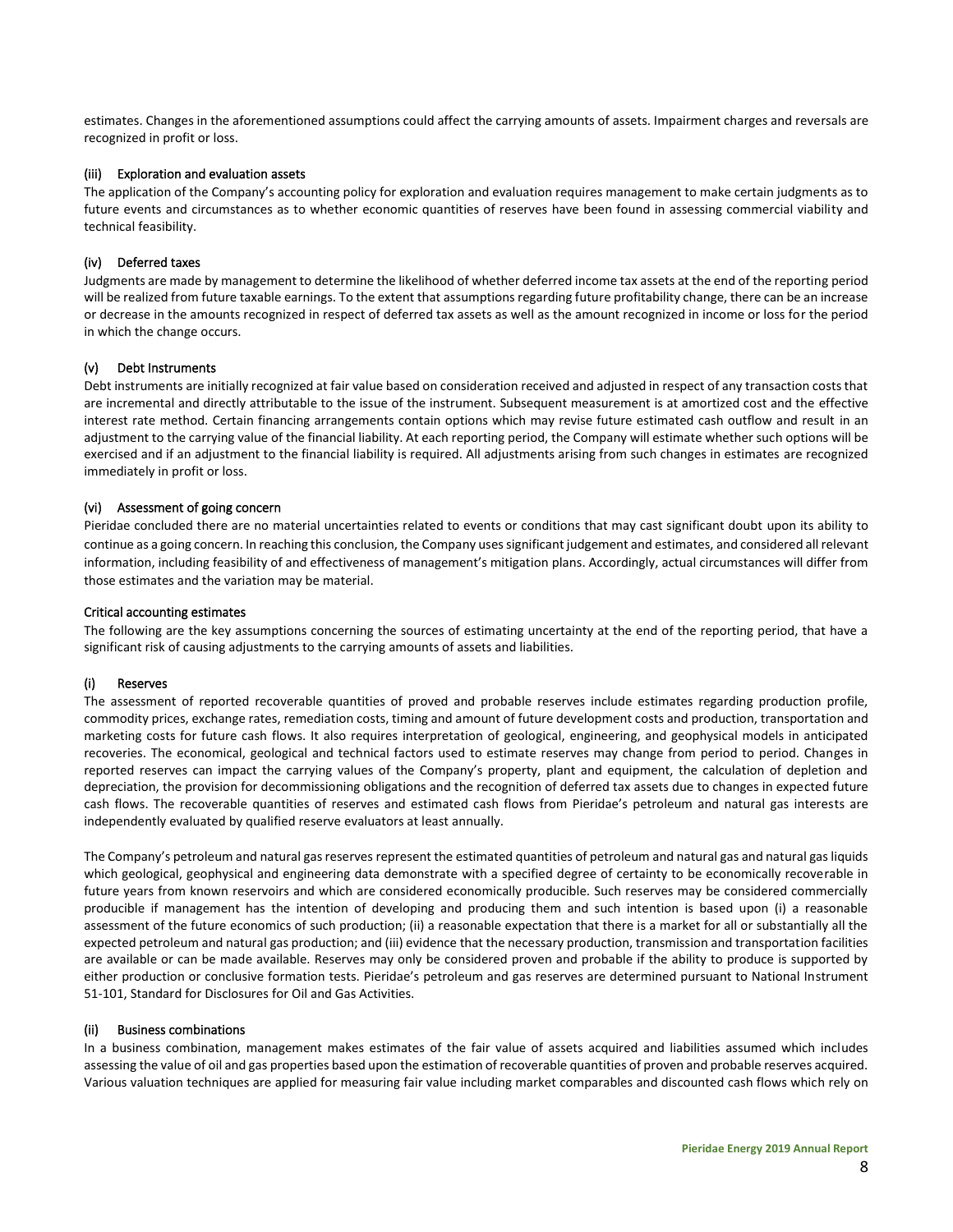estimates. Changes in the aforementioned assumptions could affect the carrying amounts of assets. Impairment charges and reversals are recognized in profit or loss.

#### (iii) Exploration and evaluation assets

The application of the Company's accounting policy for exploration and evaluation requires management to make certain judgments as to future events and circumstances as to whether economic quantities of reserves have been found in assessing commercial viability and technical feasibility.

#### (iv) Deferred taxes

Judgments are made by management to determine the likelihood of whether deferred income tax assets at the end of the reporting period will be realized from future taxable earnings. To the extent that assumptions regarding future profitability change, there can be an increase or decrease in the amounts recognized in respect of deferred tax assets as well as the amount recognized in income or loss for the period in which the change occurs.

#### (v) Debt Instruments

Debt instruments are initially recognized at fair value based on consideration received and adjusted in respect of any transaction costs that are incremental and directly attributable to the issue of the instrument. Subsequent measurement is at amortized cost and the effective interest rate method. Certain financing arrangements contain options which may revise future estimated cash outflow and result in an adjustment to the carrying value of the financial liability. At each reporting period, the Company will estimate whether such options will be exercised and if an adjustment to the financial liability is required. All adjustments arising from such changes in estimates are recognized immediately in profit or loss.

#### (vi) Assessment of going concern

Pieridae concluded there are no material uncertainties related to events or conditions that may cast significant doubt upon its ability to continue as a going concern. In reaching this conclusion, the Company uses significant judgement and estimates, and considered all relevant information, including feasibility of and effectiveness of management's mitigation plans. Accordingly, actual circumstances will differ from those estimates and the variation may be material.

### Critical accounting estimates

The following are the key assumptions concerning the sources of estimating uncertainty at the end of the reporting period, that have a significant risk of causing adjustments to the carrying amounts of assets and liabilities.

#### (i) Reserves

The assessment of reported recoverable quantities of proved and probable reserves include estimates regarding production profile, commodity prices, exchange rates, remediation costs, timing and amount of future development costs and production, transportation and marketing costs for future cash flows. It also requires interpretation of geological, engineering, and geophysical models in anticipated recoveries. The economical, geological and technical factors used to estimate reserves may change from period to period. Changes in reported reserves can impact the carrying values of the Company's property, plant and equipment, the calculation of depletion and depreciation, the provision for decommissioning obligations and the recognition of deferred tax assets due to changes in expected future cash flows. The recoverable quantities of reserves and estimated cash flows from Pieridae's petroleum and natural gas interests are independently evaluated by qualified reserve evaluators at least annually.

The Company's petroleum and natural gas reserves represent the estimated quantities of petroleum and natural gas and natural gas liquids which geological, geophysical and engineering data demonstrate with a specified degree of certainty to be economically recoverable in future years from known reservoirs and which are considered economically producible. Such reserves may be considered commercially producible if management has the intention of developing and producing them and such intention is based upon (i) a reasonable assessment of the future economics of such production; (ii) a reasonable expectation that there is a market for all or substantially all the expected petroleum and natural gas production; and (iii) evidence that the necessary production, transmission and transportation facilities are available or can be made available. Reserves may only be considered proven and probable if the ability to produce is supported by either production or conclusive formation tests. Pieridae's petroleum and gas reserves are determined pursuant to National Instrument 51-101, Standard for Disclosures for Oil and Gas Activities.

#### (ii) Business combinations

In a business combination, management makes estimates of the fair value of assets acquired and liabilities assumed which includes assessing the value of oil and gas properties based upon the estimation of recoverable quantities of proven and probable reserves acquired. Various valuation techniques are applied for measuring fair value including market comparables and discounted cash flows which rely on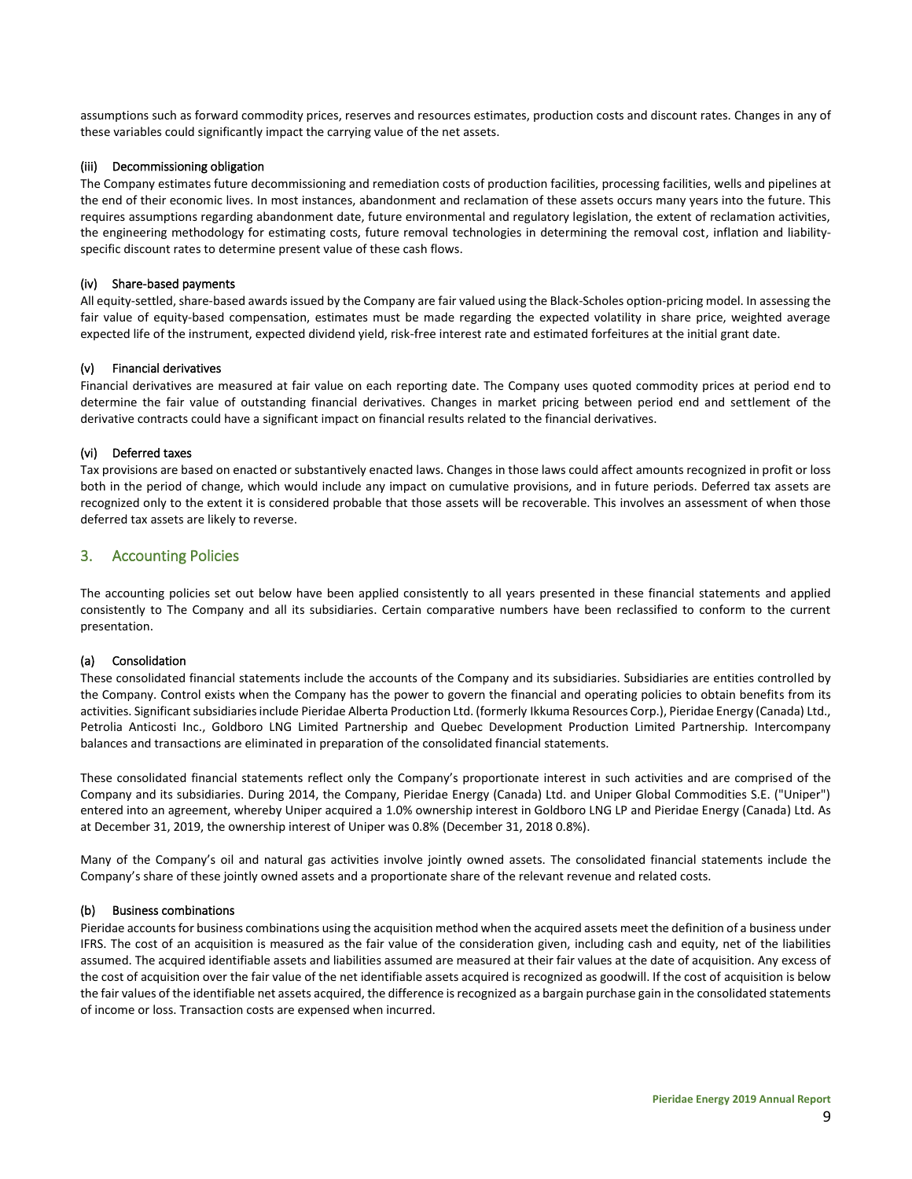assumptions such as forward commodity prices, reserves and resources estimates, production costs and discount rates. Changes in any of these variables could significantly impact the carrying value of the net assets.

#### (iii) Decommissioning obligation

The Company estimates future decommissioning and remediation costs of production facilities, processing facilities, wells and pipelines at the end of their economic lives. In most instances, abandonment and reclamation of these assets occurs many years into the future. This requires assumptions regarding abandonment date, future environmental and regulatory legislation, the extent of reclamation activities, the engineering methodology for estimating costs, future removal technologies in determining the removal cost, inflation and liability-specific discount rates to determine present value of these cash flows.

#### (iv) Share-based payments

All equity-settled, share-based awards issued by the Company are fair valued using the Black-Scholes option-pricing model. In assessing the fair value of equity-based compensation, estimates must be made regarding the expected volatility in share price, weighted average expected life of the instrument, expected dividend yield, risk-free interest rate and estimated forfeitures at the initial grant date.

#### (v) Financial derivatives

Financial derivatives are measured at fair value on each reporting date. The Company uses quoted commodity prices at period end to determine the fair value of outstanding financial derivatives. Changes in market pricing between period end and settlement of the derivative contracts could have a significant impact on financial results related to the financial derivatives.

#### (vi) Deferred taxes

Tax provisions are based on enacted or substantively enacted laws. Changes in those laws could affect amounts recognized in profit or loss both in the period of change, which would include any impact on cumulative provisions, and in future periods. Deferred tax assets are recognized only to the extent it is considered probable that those assets will be recoverable. This involves an assessment of when those deferred tax assets are likely to reverse.

## 3. Accounting Policies

The accounting policies set out below have been applied consistently to all years presented in these financial statements and applied consistently to The Company and all its subsidiaries. Certain comparative numbers have been reclassified to conform to the current presentation.

#### (a) Consolidation

These consolidated financial statements include the accounts of the Company and its subsidiaries. Subsidiaries are entities controlled by the Company. Control exists when the Company has the power to govern the financial and operating policies to obtain benefits from its activities. Significant subsidiaries include Pieridae Alberta Production Ltd. (formerly Ikkuma Resources Corp.), Pieridae Energy (Canada) Ltd., Petrolia Anticosti Inc., Goldboro LNG Limited Partnership and Quebec Development Production Limited Partnership. Intercompany balances and transactions are eliminated in preparation of the consolidated financial statements.

These consolidated financial statements reflect only the Company's proportionate interest in such activities and are comprised of the Company and its subsidiaries. During 2014, the Company, Pieridae Energy (Canada) Ltd. and Uniper Global Commodities S.E. ("Uniper") entered into an agreement, whereby Uniper acquired a 1.0% ownership interest in Goldboro LNG LP and Pieridae Energy (Canada) Ltd. As at December 31, 2019, the ownership interest of Uniper was 0.8% (December 31, 2018 0.8%).

Many of the Company's oil and natural gas activities involve jointly owned assets. The consolidated financial statements include the Company's share of these jointly owned assets and a proportionate share of the relevant revenue and related costs.

#### (b) Business combinations

Pieridae accounts for business combinations using the acquisition method when the acquired assets meet the definition of a business under IFRS. The cost of an acquisition is measured as the fair value of the consideration given, including cash and equity, net of the liabilities assumed. The acquired identifiable assets and liabilities assumed are measured at their fair values at the date of acquisition. Any excess of the cost of acquisition over the fair value of the net identifiable assets acquired is recognized as goodwill. If the cost of acquisition is below the fair values of the identifiable net assets acquired, the difference is recognized as a bargain purchase gain in the consolidated statements of income or loss. Transaction costs are expensed when incurred.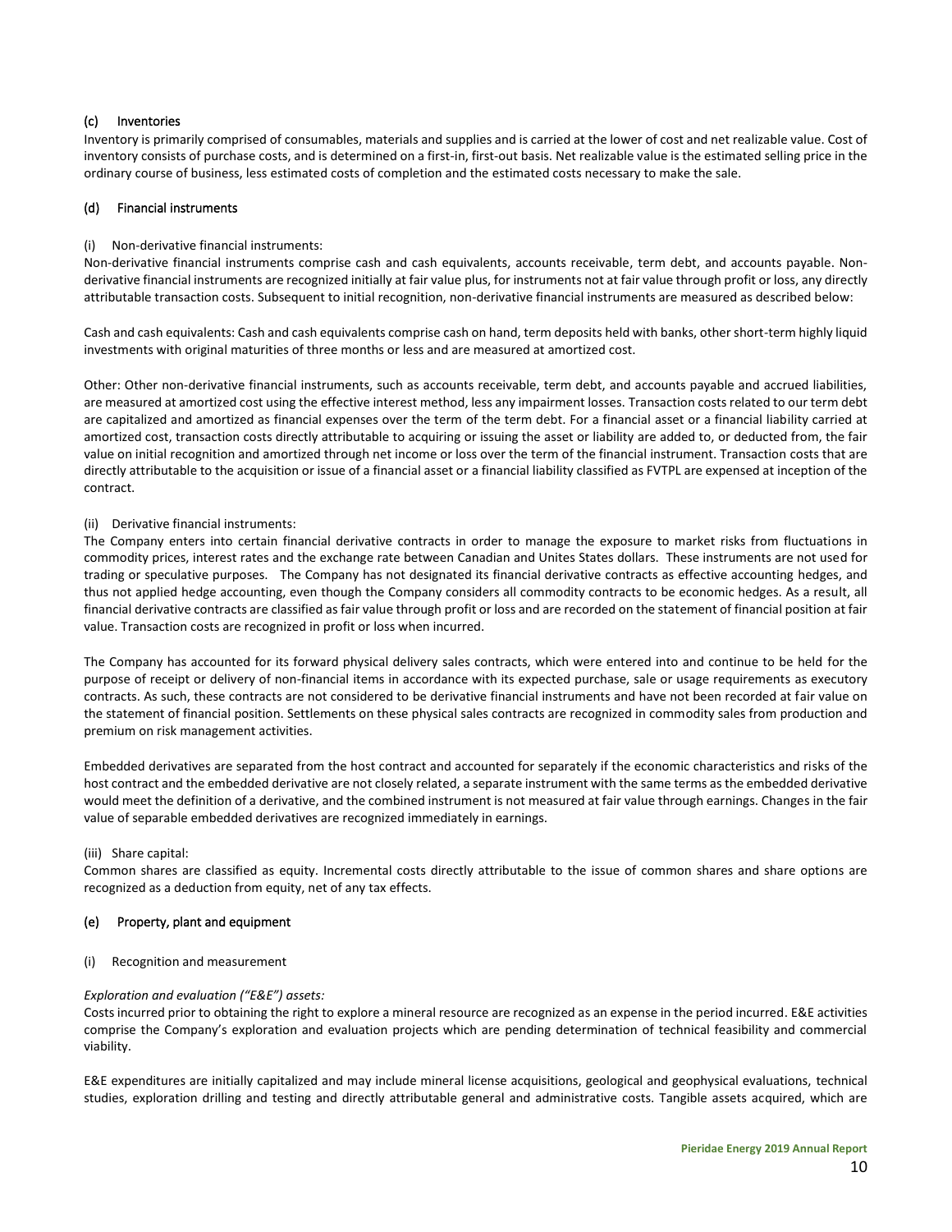### (c) Inventories

Inventory is primarily comprised of consumables, materials and supplies and is carried at the lower of cost and net realizable value. Cost of inventory consists of purchase costs, and is determined on a first-in, first-out basis. Net realizable value is the estimated selling price in the ordinary course of business, less estimated costs of completion and the estimated costs necessary to make the sale.

### (d) Financial instruments

(i) Non-derivative financial instruments:

Non-derivative financial instruments comprise cash and cash equivalents, accounts receivable, term debt, and accounts payable. Non-derivative financial instruments are recognized initially at fair value plus, for instruments not at fair value through profit or loss, any directly attributable transaction costs. Subsequent to initial recognition, non-derivative financial instruments are measured as described below:

Cash and cash equivalents: Cash and cash equivalents comprise cash on hand, term deposits held with banks, other short-term highly liquid investments with original maturities of three months or less and are measured at amortized cost.

Other: Other non-derivative financial instruments, such as accounts receivable, term debt, and accounts payable and accrued liabilities, are measured at amortized cost using the effective interest method, less any impairment losses. Transaction costs related to our term debt are capitalized and amortized as financial expenses over the term of the term debt. For a financial asset or a financial liability carried at amortized cost, transaction costs directly attributable to acquiring or issuing the asset or liability are added to, or deducted from, the fair value on initial recognition and amortized through net income or loss over the term of the financial instrument. Transaction costs that are directly attributable to the acquisition or issue of a financial asset or a financial liability classified as FVTPL are expensed at inception of the contract.

(ii) Derivative financial instruments:

The Company enters into certain financial derivative contracts in order to manage the exposure to market risks from fluctuations in commodity prices, interest rates and the exchange rate between Canadian and Unites States dollars. These instruments are not used for trading or speculative purposes. The Company has not designated its financial derivative contracts as effective accounting hedges, and thus not applied hedge accounting, even though the Company considers all commodity contracts to be economic hedges. As a result, all financial derivative contracts are classified as fair value through profit or loss and are recorded on the statement of financial position at fair value. Transaction costs are recognized in profit or loss when incurred.

The Company has accounted for its forward physical delivery sales contracts, which were entered into and continue to be held for the purpose of receipt or delivery of non-financial items in accordance with its expected purchase, sale or usage requirements as executory contracts. As such, these contracts are not considered to be derivative financial instruments and have not been recorded at fair value on the statement of financial position. Settlements on these physical sales contracts are recognized in commodity sales from production and premium on risk management activities.

Embedded derivatives are separated from the host contract and accounted for separately if the economic characteristics and risks of the host contract and the embedded derivative are not closely related, a separate instrument with the same terms as the embedded derivative would meet the definition of a derivative, and the combined instrument is not measured at fair value through earnings. Changes in the fair value of separable embedded derivatives are recognized immediately in earnings.

(iii) Share capital:

Common shares are classified as equity. Incremental costs directly attributable to the issue of common shares and share options are recognized as a deduction from equity, net of any tax effects.

### (e) Property, plant and equipment

(i) Recognition and measurement

*Exploration and evaluation ("E&E") assets:*

Costs incurred prior to obtaining the right to explore a mineral resource are recognized as an expense in the period incurred. E&E activities comprise the Company's exploration and evaluation projects which are pending determination of technical feasibility and commercial viability.

E&E expenditures are initially capitalized and may include mineral license acquisitions, geological and geophysical evaluations, technical studies, exploration drilling and testing and directly attributable general and administrative costs. Tangible assets acquired, which are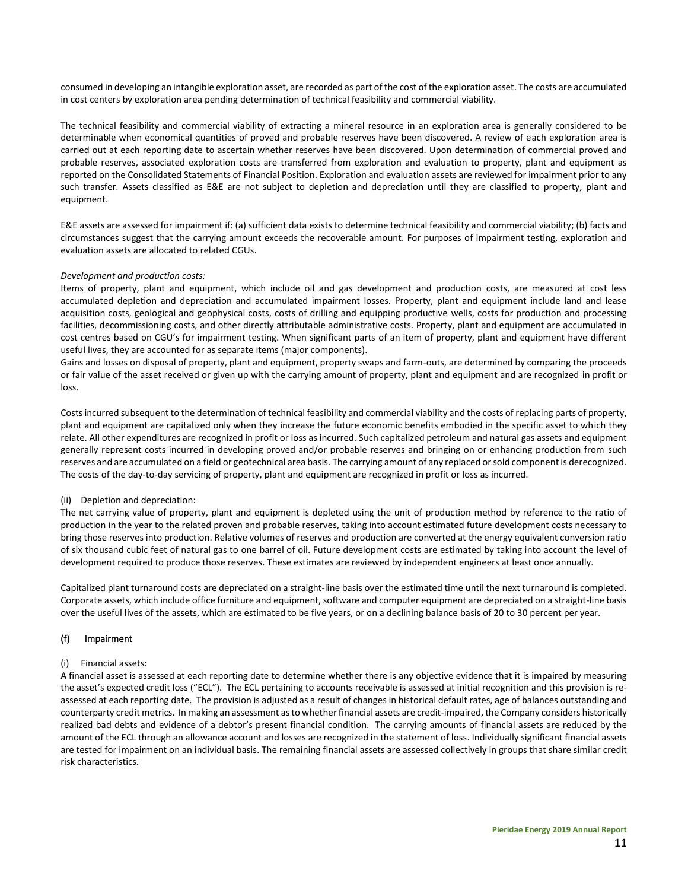consumed in developing an intangible exploration asset, are recorded as part of the cost of the exploration asset. The costs are accumulated in cost centers by exploration area pending determination of technical feasibility and commercial viability.

The technical feasibility and commercial viability of extracting a mineral resource in an exploration area is generally considered to be determinable when economical quantities of proved and probable reserves have been discovered. A review of each exploration area is carried out at each reporting date to ascertain whether reserves have been discovered. Upon determination of commercial proved and probable reserves, associated exploration costs are transferred from exploration and evaluation to property, plant and equipment as reported on the Consolidated Statements of Financial Position. Exploration and evaluation assets are reviewed for impairment prior to any such transfer. Assets classified as E&E are not subject to depletion and depreciation until they are classified to property, plant and equipment.

E&E assets are assessed for impairment if: (a) sufficient data exists to determine technical feasibility and commercial viability; (b) facts and circumstances suggest that the carrying amount exceeds the recoverable amount. For purposes of impairment testing, exploration and evaluation assets are allocated to related CGUs.

*Development and production costs:*

Items of property, plant and equipment, which include oil and gas development and production costs, are measured at cost less accumulated depletion and depreciation and accumulated impairment losses. Property, plant and equipment include land and lease acquisition costs, geological and geophysical costs, costs of drilling and equipping productive wells, costs for production and processing facilities, decommissioning costs, and other directly attributable administrative costs. Property, plant and equipment are accumulated in cost centres based on CGU's for impairment testing. When significant parts of an item of property, plant and equipment have different useful lives, they are accounted for as separate items (major components).

Gains and losses on disposal of property, plant and equipment, property swaps and farm-outs, are determined by comparing the proceeds or fair value of the asset received or given up with the carrying amount of property, plant and equipment and are recognized in profit or loss.

Costs incurred subsequent to the determination of technical feasibility and commercial viability and the costs of replacing parts of property, plant and equipment are capitalized only when they increase the future economic benefits embodied in the specific asset to which they relate. All other expenditures are recognized in profit or loss as incurred. Such capitalized petroleum and natural gas assets and equipment generally represent costs incurred in developing proved and/or probable reserves and bringing on or enhancing production from such reserves and are accumulated on a field or geotechnical area basis. The carrying amount of any replaced or sold component is derecognized. The costs of the day-to-day servicing of property, plant and equipment are recognized in profit or loss as incurred.

(ii) Depletion and depreciation:

The net carrying value of property, plant and equipment is depleted using the unit of production method by reference to the ratio of production in the year to the related proven and probable reserves, taking into account estimated future development costs necessary to bring those reserves into production. Relative volumes of reserves and production are converted at the energy equivalent conversion ratio of six thousand cubic feet of natural gas to one barrel of oil. Future development costs are estimated by taking into account the level of development required to produce those reserves. These estimates are reviewed by independent engineers at least once annually.

Capitalized plant turnaround costs are depreciated on a straight-line basis over the estimated time until the next turnaround is completed. Corporate assets, which include office furniture and equipment, software and computer equipment are depreciated on a straight-line basis over the useful lives of the assets, which are estimated to be five years, or on a declining balance basis of 20 to 30 percent per year.

### (f) Impairment

(i) Financial assets:

A financial asset is assessed at each reporting date to determine whether there is any objective evidence that it is impaired by measuring the asset's expected credit loss ("ECL"). The ECL pertaining to accounts receivable is assessed at initial recognition and this provision is re-assessed at each reporting date. The provision is adjusted as a result of changes in historical default rates, age of balances outstanding and counterparty credit metrics. In making an assessment as to whether financial assets are credit-impaired, the Company considers historically realized bad debts and evidence of a debtor's present financial condition. The carrying amounts of financial assets are reduced by the amount of the ECL through an allowance account and losses are recognized in the statement of loss. Individually significant financial assets are tested for impairment on an individual basis. The remaining financial assets are assessed collectively in groups that share similar credit risk characteristics.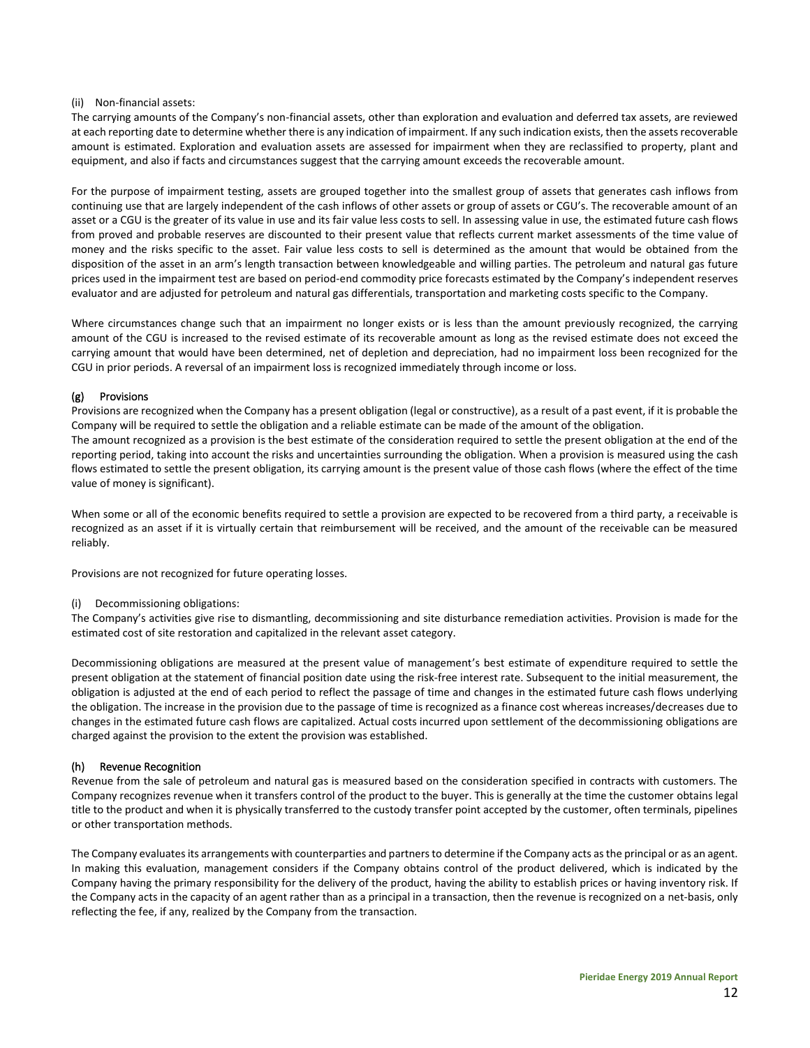(ii) Non-financial assets:

The carrying amounts of the Company's non-financial assets, other than exploration and evaluation and deferred tax assets, are reviewed at each reporting date to determine whether there is any indication of impairment. If any such indication exists, then the assets recoverable amount is estimated. Exploration and evaluation assets are assessed for impairment when they are reclassified to property, plant and equipment, and also if facts and circumstances suggest that the carrying amount exceeds the recoverable amount.

For the purpose of impairment testing, assets are grouped together into the smallest group of assets that generates cash inflows from continuing use that are largely independent of the cash inflows of other assets or group of assets or CGU's. The recoverable amount of an asset or a CGU is the greater of its value in use and its fair value less costs to sell. In assessing value in use, the estimated future cash flows from proved and probable reserves are discounted to their present value that reflects current market assessments of the time value of money and the risks specific to the asset. Fair value less costs to sell is determined as the amount that would be obtained from the disposition of the asset in an arm's length transaction between knowledgeable and willing parties. The petroleum and natural gas future prices used in the impairment test are based on period-end commodity price forecasts estimated by the Company's independent reserves evaluator and are adjusted for petroleum and natural gas differentials, transportation and marketing costs specific to the Company.

Where circumstances change such that an impairment no longer exists or is less than the amount previously recognized, the carrying amount of the CGU is increased to the revised estimate of its recoverable amount as long as the revised estimate does not exceed the carrying amount that would have been determined, net of depletion and depreciation, had no impairment loss been recognized for the CGU in prior periods. A reversal of an impairment loss is recognized immediately through income or loss.

## (g) Provisions

Provisions are recognized when the Company has a present obligation (legal or constructive), as a result of a past event, if it is probable the Company will be required to settle the obligation and a reliable estimate can be made of the amount of the obligation.

The amount recognized as a provision is the best estimate of the consideration required to settle the present obligation at the end of the reporting period, taking into account the risks and uncertainties surrounding the obligation. When a provision is measured using the cash flows estimated to settle the present obligation, its carrying amount is the present value of those cash flows (where the effect of the time value of money is significant).

When some or all of the economic benefits required to settle a provision are expected to be recovered from a third party, a receivable is recognized as an asset if it is virtually certain that reimbursement will be received, and the amount of the receivable can be measured reliably.

Provisions are not recognized for future operating losses.

(i) Decommissioning obligations:

The Company's activities give rise to dismantling, decommissioning and site disturbance remediation activities. Provision is made for the estimated cost of site restoration and capitalized in the relevant asset category.

Decommissioning obligations are measured at the present value of management's best estimate of expenditure required to settle the present obligation at the statement of financial position date using the risk-free interest rate. Subsequent to the initial measurement, the obligation is adjusted at the end of each period to reflect the passage of time and changes in the estimated future cash flows underlying the obligation. The increase in the provision due to the passage of time is recognized as a finance cost whereas increases/decreases due to changes in the estimated future cash flows are capitalized. Actual costs incurred upon settlement of the decommissioning obligations are charged against the provision to the extent the provision was established.

## (h) Revenue Recognition

Revenue from the sale of petroleum and natural gas is measured based on the consideration specified in contracts with customers. The Company recognizes revenue when it transfers control of the product to the buyer. This is generally at the time the customer obtains legal title to the product and when it is physically transferred to the custody transfer point accepted by the customer, often terminals, pipelines or other transportation methods.

The Company evaluates its arrangements with counterparties and partners to determine if the Company acts as the principal or as an agent. In making this evaluation, management considers if the Company obtains control of the product delivered, which is indicated by the Company having the primary responsibility for the delivery of the product, having the ability to establish prices or having inventory risk. If the Company acts in the capacity of an agent rather than as a principal in a transaction, then the revenue is recognized on a net-basis, only reflecting the fee, if any, realized by the Company from the transaction.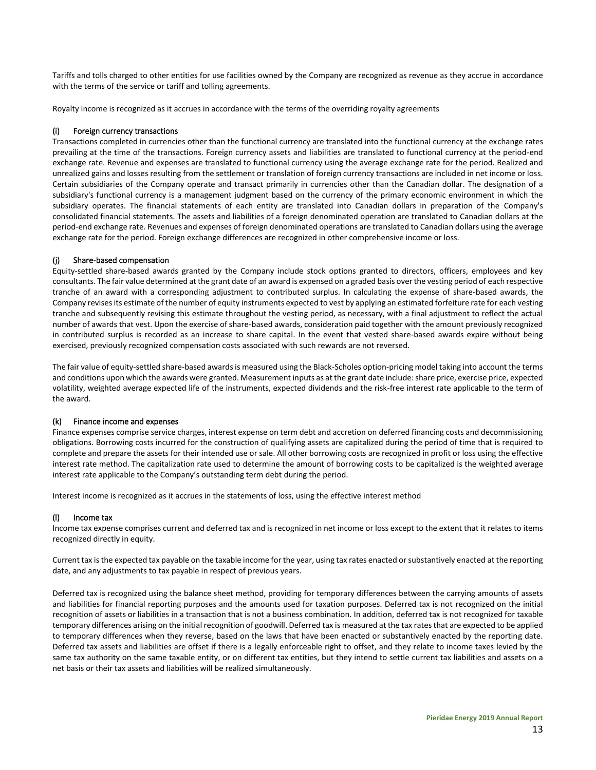Tariffs and tolls charged to other entities for use facilities owned by the Company are recognized as revenue as they accrue in accordance with the terms of the service or tariff and tolling agreements.

Royalty income is recognized as it accrues in accordance with the terms of the overriding royalty agreements

### (i) Foreign currency transactions

Transactions completed in currencies other than the functional currency are translated into the functional currency at the exchange rates prevailing at the time of the transactions. Foreign currency assets and liabilities are translated to functional currency at the period-end exchange rate. Revenue and expenses are translated to functional currency using the average exchange rate for the period. Realized and unrealized gains and losses resulting from the settlement or translation of foreign currency transactions are included in net income or loss. Certain subsidiaries of the Company operate and transact primarily in currencies other than the Canadian dollar. The designation of a subsidiary's functional currency is a management judgment based on the currency of the primary economic environment in which the subsidiary operates. The financial statements of each entity are translated into Canadian dollars in preparation of the Company's consolidated financial statements. The assets and liabilities of a foreign denominated operation are translated to Canadian dollars at the period-end exchange rate. Revenues and expenses of foreign denominated operations are translated to Canadian dollars using the average exchange rate for the period. Foreign exchange differences are recognized in other comprehensive income or loss.

### (j) Share-based compensation

Equity-settled share-based awards granted by the Company include stock options granted to directors, officers, employees and key consultants. The fair value determined at the grant date of an award is expensed on a graded basis over the vesting period of each respective tranche of an award with a corresponding adjustment to contributed surplus. In calculating the expense of share-based awards, the Company revises its estimate of the number of equity instruments expected to vest by applying an estimated forfeiture rate for each vesting tranche and subsequently revising this estimate throughout the vesting period, as necessary, with a final adjustment to reflect the actual number of awards that vest. Upon the exercise of share-based awards, consideration paid together with the amount previously recognized in contributed surplus is recorded as an increase to share capital. In the event that vested share-based awards expire without being exercised, previously recognized compensation costs associated with such rewards are not reversed.

The fair value of equity-settled share-based awards is measured using the Black-Scholes option-pricing model taking into account the terms and conditions upon which the awards were granted. Measurement inputs as at the grant date include: share price, exercise price, expected volatility, weighted average expected life of the instruments, expected dividends and the risk-free interest rate applicable to the term of the award.

### (k) Finance income and expenses

Finance expenses comprise service charges, interest expense on term debt and accretion on deferred financing costs and decommissioning obligations. Borrowing costs incurred for the construction of qualifying assets are capitalized during the period of time that is required to complete and prepare the assets for their intended use or sale. All other borrowing costs are recognized in profit or loss using the effective interest rate method. The capitalization rate used to determine the amount of borrowing costs to be capitalized is the weighted average interest rate applicable to the Company's outstanding term debt during the period.

Interest income is recognized as it accrues in the statements of loss, using the effective interest method

### (l) Income tax

Income tax expense comprises current and deferred tax and is recognized in net income or loss except to the extent that it relates to items recognized directly in equity.

Current tax is the expected tax payable on the taxable income for the year, using tax rates enacted or substantively enacted at the reporting date, and any adjustments to tax payable in respect of previous years.

Deferred tax is recognized using the balance sheet method, providing for temporary differences between the carrying amounts of assets and liabilities for financial reporting purposes and the amounts used for taxation purposes. Deferred tax is not recognized on the initial recognition of assets or liabilities in a transaction that is not a business combination. In addition, deferred tax is not recognized for taxable temporary differences arising on the initial recognition of goodwill. Deferred tax is measured at the tax rates that are expected to be applied to temporary differences when they reverse, based on the laws that have been enacted or substantively enacted by the reporting date. Deferred tax assets and liabilities are offset if there is a legally enforceable right to offset, and they relate to income taxes levied by the same tax authority on the same taxable entity, or on different tax entities, but they intend to settle current tax liabilities and assets on a net basis or their tax assets and liabilities will be realized simultaneously.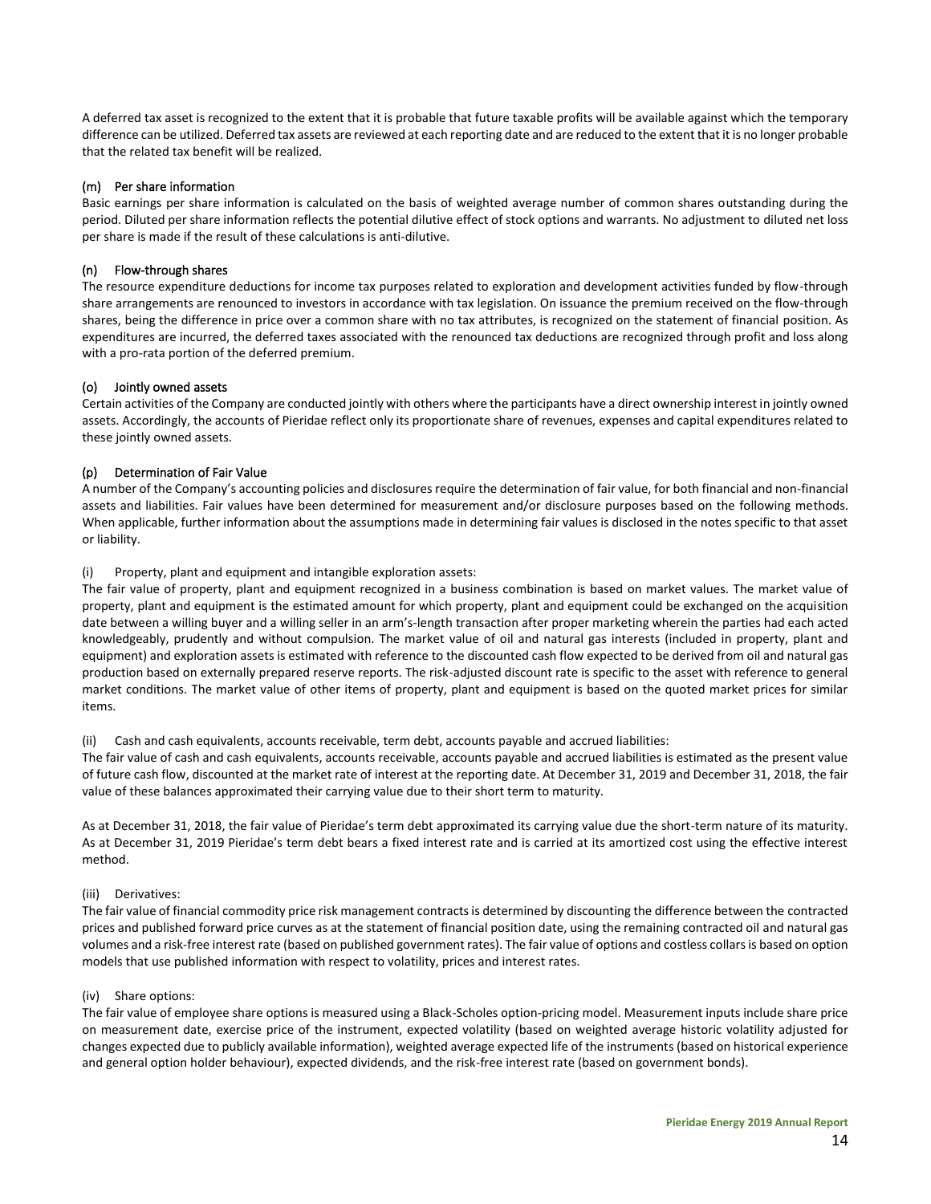A deferred tax asset is recognized to the extent that it is probable that future taxable profits will be available against which the temporary difference can be utilized. Deferred tax assets are reviewed at each reporting date and are reduced to the extent that it is no longer probable that the related tax benefit will be realized.

### (m) Per share information

Basic earnings per share information is calculated on the basis of weighted average number of common shares outstanding during the period. Diluted per share information reflects the potential dilutive effect of stock options and warrants. No adjustment to diluted net loss per share is made if the result of these calculations is anti-dilutive.

### (n) Flow-through shares

The resource expenditure deductions for income tax purposes related to exploration and development activities funded by flow-through share arrangements are renounced to investors in accordance with tax legislation. On issuance the premium received on the flow-through shares, being the difference in price over a common share with no tax attributes, is recognized on the statement of financial position. As expenditures are incurred, the deferred taxes associated with the renounced tax deductions are recognized through profit and loss along with a pro-rata portion of the deferred premium.

### (o) Jointly owned assets

Certain activities of the Company are conducted jointly with others where the participants have a direct ownership interest in jointly owned assets. Accordingly, the accounts of Pieridae reflect only its proportionate share of revenues, expenses and capital expenditures related to these jointly owned assets.

### (p) Determination of Fair Value

A number of the Company's accounting policies and disclosures require the determination of fair value, for both financial and non-financial assets and liabilities. Fair values have been determined for measurement and/or disclosure purposes based on the following methods. When applicable, further information about the assumptions made in determining fair values is disclosed in the notes specific to that asset or liability.

(i) Property, plant and equipment and intangible exploration assets:

The fair value of property, plant and equipment recognized in a business combination is based on market values. The market value of property, plant and equipment is the estimated amount for which property, plant and equipment could be exchanged on the acquisition date between a willing buyer and a willing seller in an arm's-length transaction after proper marketing wherein the parties had each acted knowledgeably, prudently and without compulsion. The market value of oil and natural gas interests (included in property, plant and equipment) and exploration assets is estimated with reference to the discounted cash flow expected to be derived from oil and natural gas production based on externally prepared reserve reports. The risk-adjusted discount rate is specific to the asset with reference to general market conditions. The market value of other items of property, plant and equipment is based on the quoted market prices for similar items.

(ii) Cash and cash equivalents, accounts receivable, term debt, accounts payable and accrued liabilities:

The fair value of cash and cash equivalents, accounts receivable, accounts payable and accrued liabilities is estimated as the present value of future cash flow, discounted at the market rate of interest at the reporting date. At December 31, 2019 and December 31, 2018, the fair value of these balances approximated their carrying value due to their short term to maturity.

As at December 31, 2018, the fair value of Pieridae's term debt approximated its carrying value due the short-term nature of its maturity. As at December 31, 2019 Pieridae's term debt bears a fixed interest rate and is carried at its amortized cost using the effective interest method.

(iii) Derivatives:

The fair value of financial commodity price risk management contracts is determined by discounting the difference between the contracted prices and published forward price curves as at the statement of financial position date, using the remaining contracted oil and natural gas volumes and a risk-free interest rate (based on published government rates). The fair value of options and costless collars is based on option models that use published information with respect to volatility, prices and interest rates.

(iv) Share options:

The fair value of employee share options is measured using a Black-Scholes option-pricing model. Measurement inputs include share price on measurement date, exercise price of the instrument, expected volatility (based on weighted average historic volatility adjusted for changes expected due to publicly available information), weighted average expected life of the instruments (based on historical experience and general option holder behaviour), expected dividends, and the risk-free interest rate (based on government bonds).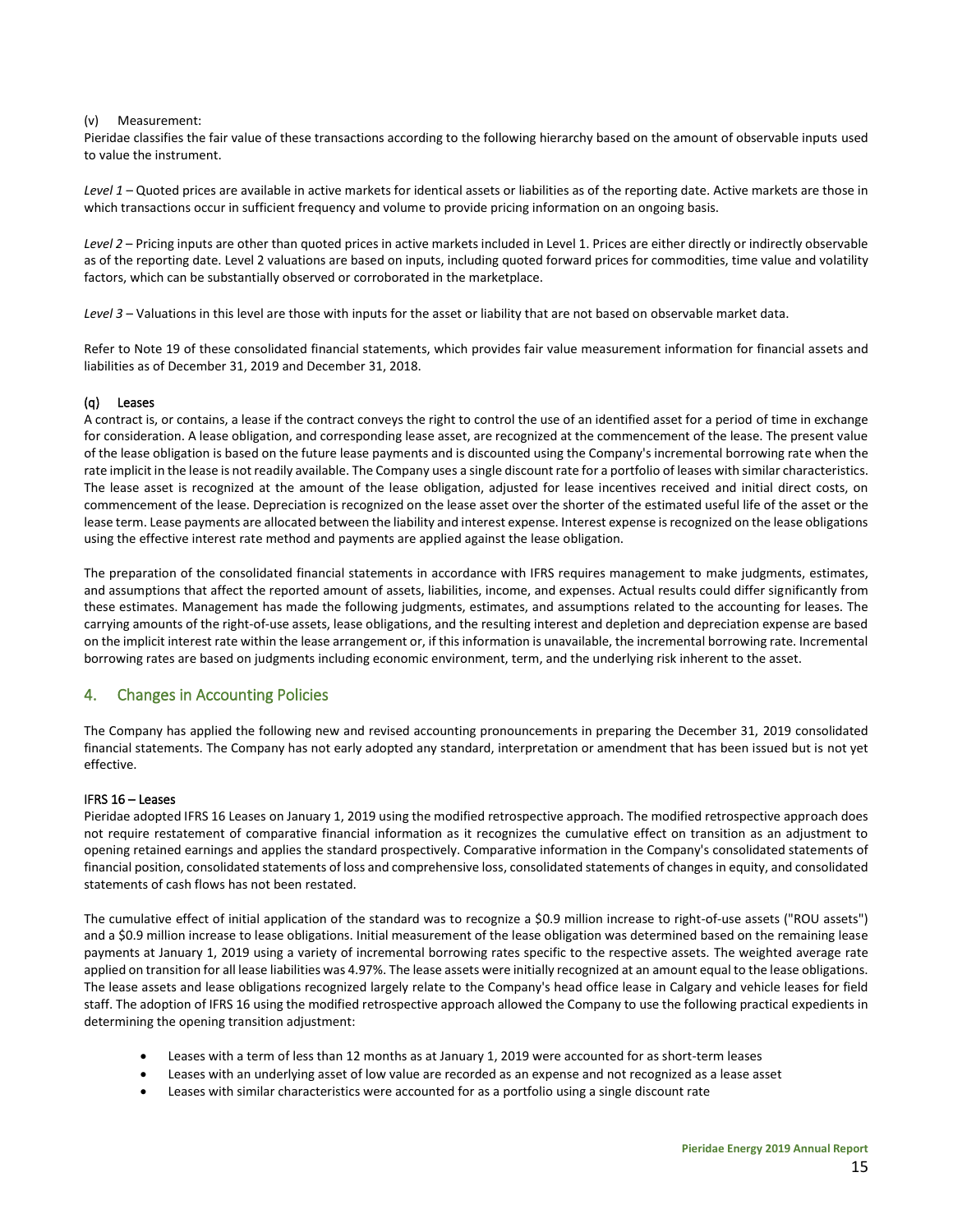(v) Measurement:

Pieridae classifies the fair value of these transactions according to the following hierarchy based on the amount of observable inputs used to value the instrument.

*Level 1* – Quoted prices are available in active markets for identical assets or liabilities as of the reporting date. Active markets are those in which transactions occur in sufficient frequency and volume to provide pricing information on an ongoing basis.

*Level 2* – Pricing inputs are other than quoted prices in active markets included in Level 1. Prices are either directly or indirectly observable as of the reporting date. Level 2 valuations are based on inputs, including quoted forward prices for commodities, time value and volatility factors, which can be substantially observed or corroborated in the marketplace.

*Level 3* – Valuations in this level are those with inputs for the asset or liability that are not based on observable market data.

Refer to Note 19 of these consolidated financial statements, which provides fair value measurement information for financial assets and liabilities as of December 31, 2019 and December 31, 2018.

#### (q) Leases

A contract is, or contains, a lease if the contract conveys the right to control the use of an identified asset for a period of time in exchange for consideration. A lease obligation, and corresponding lease asset, are recognized at the commencement of the lease. The present value of the lease obligation is based on the future lease payments and is discounted using the Company's incremental borrowing rate when the rate implicit in the lease is not readily available. The Company uses a single discount rate for a portfolio of leases with similar characteristics. The lease asset is recognized at the amount of the lease obligation, adjusted for lease incentives received and initial direct costs, on commencement of the lease. Depreciation is recognized on the lease asset over the shorter of the estimated useful life of the asset or the lease term. Lease payments are allocated between the liability and interest expense. Interest expense is recognized on the lease obligations using the effective interest rate method and payments are applied against the lease obligation.

The preparation of the consolidated financial statements in accordance with IFRS requires management to make judgments, estimates, and assumptions that affect the reported amount of assets, liabilities, income, and expenses. Actual results could differ significantly from these estimates. Management has made the following judgments, estimates, and assumptions related to the accounting for leases. The carrying amounts of the right-of-use assets, lease obligations, and the resulting interest and depletion and depreciation expense are based on the implicit interest rate within the lease arrangement or, if this information is unavailable, the incremental borrowing rate. Incremental borrowing rates are based on judgments including economic environment, term, and the underlying risk inherent to the asset.

## 4. Changes in Accounting Policies

The Company has applied the following new and revised accounting pronouncements in preparing the December 31, 2019 consolidated financial statements. The Company has not early adopted any standard, interpretation or amendment that has been issued but is not yet effective.

#### IFRS 16 – Leases

Pieridae adopted IFRS 16 Leases on January 1, 2019 using the modified retrospective approach. The modified retrospective approach does not require restatement of comparative financial information as it recognizes the cumulative effect on transition as an adjustment to opening retained earnings and applies the standard prospectively. Comparative information in the Company's consolidated statements of financial position, consolidated statements of loss and comprehensive loss, consolidated statements of changes in equity, and consolidated statements of cash flows has not been restated.

The cumulative effect of initial application of the standard was to recognize a $0.9 million increase to right-of-use assets ("ROU assets") and a $0.9 million increase to lease obligations. Initial measurement of the lease obligation was determined based on the remaining lease payments at January 1, 2019 using a variety of incremental borrowing rates specific to the respective assets. The weighted average rate applied on transition for all lease liabilities was 4.97%. The lease assets were initially recognized at an amount equal to the lease obligations. The lease assets and lease obligations recognized largely relate to the Company's head office lease in Calgary and vehicle leases for field staff. The adoption of IFRS 16 using the modified retrospective approach allowed the Company to use the following practical expedients in determining the opening transition adjustment:

- Leases with a term of less than 12 months as at January 1, 2019 were accounted for as short-term leases
- Leases with an underlying asset of low value are recorded as an expense and not recognized as a lease asset
- Leases with similar characteristics were accounted for as a portfolio using a single discount rate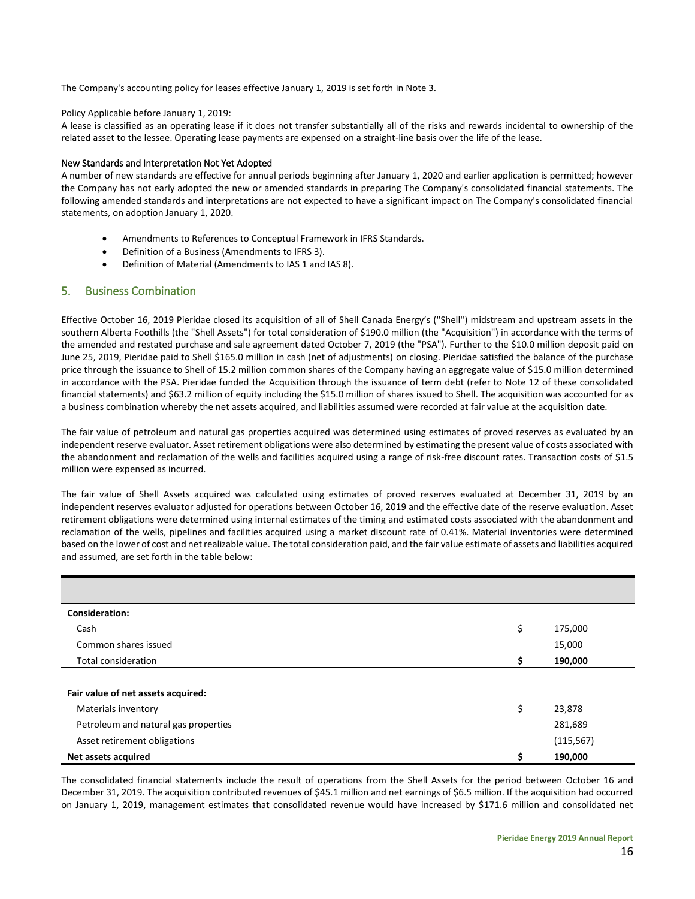The Company's accounting policy for leases effective January 1, 2019 is set forth in Note 3.

Policy Applicable before January 1, 2019:
A lease is classified as an operating lease if it does not transfer substantially all of the risks and rewards incidental to ownership of the related asset to the lessee. Operating lease payments are expensed on a straight-line basis over the life of the lease.

New Standards and Interpretation Not Yet Adopted
A number of new standards are effective for annual periods beginning after January 1, 2020 and earlier application is permitted; however the Company has not early adopted the new or amended standards in preparing The Company's consolidated financial statements. The following amended standards and interpretations are not expected to have a significant impact on The Company's consolidated financial statements, on adoption January 1, 2020.

- Amendments to References to Conceptual Framework in IFRS Standards.
- Definition of a Business (Amendments to IFRS 3).
- Definition of Material (Amendments to IAS 1 and IAS 8).

## 5. Business Combination

Effective October 16, 2019 Pieridae closed its acquisition of all of Shell Canada Energy's ("Shell") midstream and upstream assets in the southern Alberta Foothills (the "Shell Assets") for total consideration of $190.0 million (the "Acquisition") in accordance with the terms of the amended and restated purchase and sale agreement dated October 7, 2019 (the "PSA"). Further to the $10.0 million deposit paid on June 25, 2019, Pieridae paid to Shell $165.0 million in cash (net of adjustments) on closing. Pieridae satisfied the balance of the purchase price through the issuance to Shell of 15.2 million common shares of the Company having an aggregate value of $15.0 million determined in accordance with the PSA. Pieridae funded the Acquisition through the issuance of term debt (refer to Note 12 of these consolidated financial statements) and $63.2 million of equity including the $15.0 million of shares issued to Shell. The acquisition was accounted for as a business combination whereby the net assets acquired, and liabilities assumed were recorded at fair value at the acquisition date.

The fair value of petroleum and natural gas properties acquired was determined using estimates of proved reserves as evaluated by an independent reserve evaluator. Asset retirement obligations were also determined by estimating the present value of costs associated with the abandonment and reclamation of the wells and facilities acquired using a range of risk-free discount rates. Transaction costs of $1.5 million were expensed as incurred.

The fair value of Shell Assets acquired was calculated using estimates of proved reserves evaluated at December 31, 2019 by an independent reserves evaluator adjusted for operations between October 16, 2019 and the effective date of the reserve evaluation. Asset retirement obligations were determined using internal estimates of the timing and estimated costs associated with the abandonment and reclamation of the wells, pipelines and facilities acquired using a market discount rate of 0.41%. Material inventories were determined based on the lower of cost and net realizable value. The total consideration paid, and the fair value estimate of assets and liabilities acquired and assumed, are set forth in the table below:

| | | |
|---|---|---|
| **Consideration:** | | |
| Cash | $ | 175,000 |
| Common shares issued | | 15,000 |
| Total consideration | **$** | **190,000** |
| | | |
| **Fair value of net assets acquired:** | | |
| Materials inventory | $ | 23,878 |
| Petroleum and natural gas properties | | 281,689 |
| Asset retirement obligations | | (115,567) |
| **Net assets acquired** | **$** | **190,000** |

The consolidated financial statements include the result of operations from the Shell Assets for the period between October 16 and December 31, 2019. The acquisition contributed revenues of $45.1 million and net earnings of $6.5 million. If the acquisition had occurred on January 1, 2019, management estimates that consolidated revenue would have increased by $171.6 million and consolidated net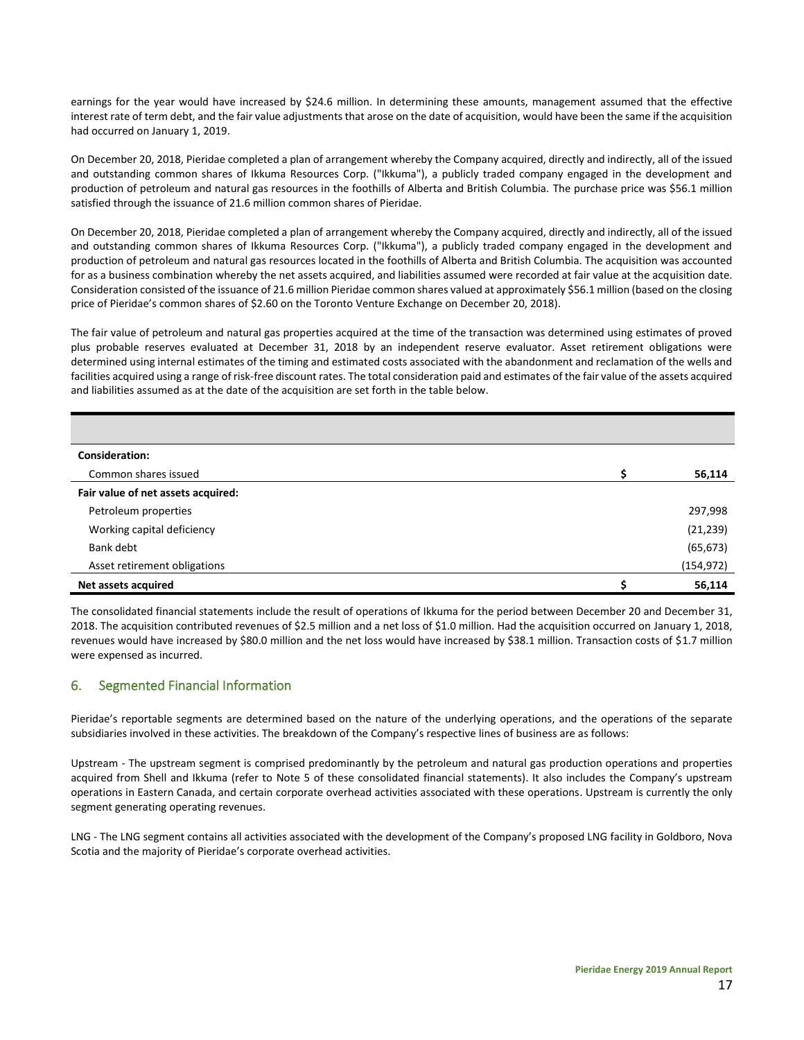earnings for the year would have increased by $24.6 million. In determining these amounts, management assumed that the effective interest rate of term debt, and the fair value adjustments that arose on the date of acquisition, would have been the same if the acquisition had occurred on January 1, 2019.

On December 20, 2018, Pieridae completed a plan of arrangement whereby the Company acquired, directly and indirectly, all of the issued and outstanding common shares of Ikkuma Resources Corp. ("Ikkuma"), a publicly traded company engaged in the development and production of petroleum and natural gas resources in the foothills of Alberta and British Columbia. The purchase price was $56.1 million satisfied through the issuance of 21.6 million common shares of Pieridae.

On December 20, 2018, Pieridae completed a plan of arrangement whereby the Company acquired, directly and indirectly, all of the issued and outstanding common shares of Ikkuma Resources Corp. ("Ikkuma"), a publicly traded company engaged in the development and production of petroleum and natural gas resources located in the foothills of Alberta and British Columbia. The acquisition was accounted for as a business combination whereby the net assets acquired, and liabilities assumed were recorded at fair value at the acquisition date. Consideration consisted of the issuance of 21.6 million Pieridae common shares valued at approximately $56.1 million (based on the closing price of Pieridae's common shares of $2.60 on the Toronto Venture Exchange on December 20, 2018).

The fair value of petroleum and natural gas properties acquired at the time of the transaction was determined using estimates of proved plus probable reserves evaluated at December 31, 2018 by an independent reserve evaluator. Asset retirement obligations were determined using internal estimates of the timing and estimated costs associated with the abandonment and reclamation of the wells and facilities acquired using a range of risk-free discount rates. The total consideration paid and estimates of the fair value of the assets acquired and liabilities assumed as at the date of the acquisition are set forth in the table below.

| | | |
|---|---|---|
| **Consideration:** | | |
| Common shares issued | $ | **56,114** |
| **Fair value of net assets acquired:** | | |
| Petroleum properties | | 297,998 |
| Working capital deficiency | | (21,239) |
| Bank debt | | (65,673) |
| Asset retirement obligations | | (154,972) |
| **Net assets acquired** | $ | **56,114** |

The consolidated financial statements include the result of operations of Ikkuma for the period between December 20 and December 31, 2018. The acquisition contributed revenues of $2.5 million and a net loss of $1.0 million. Had the acquisition occurred on January 1, 2018, revenues would have increased by $80.0 million and the net loss would have increased by $38.1 million. Transaction costs of $1.7 million were expensed as incurred.

## 6. Segmented Financial Information

Pieridae's reportable segments are determined based on the nature of the underlying operations, and the operations of the separate subsidiaries involved in these activities. The breakdown of the Company's respective lines of business are as follows:

Upstream - The upstream segment is comprised predominantly by the petroleum and natural gas production operations and properties acquired from Shell and Ikkuma (refer to Note 5 of these consolidated financial statements). It also includes the Company's upstream operations in Eastern Canada, and certain corporate overhead activities associated with these operations. Upstream is currently the only segment generating operating revenues.

LNG - The LNG segment contains all activities associated with the development of the Company's proposed LNG facility in Goldboro, Nova Scotia and the majority of Pieridae's corporate overhead activities.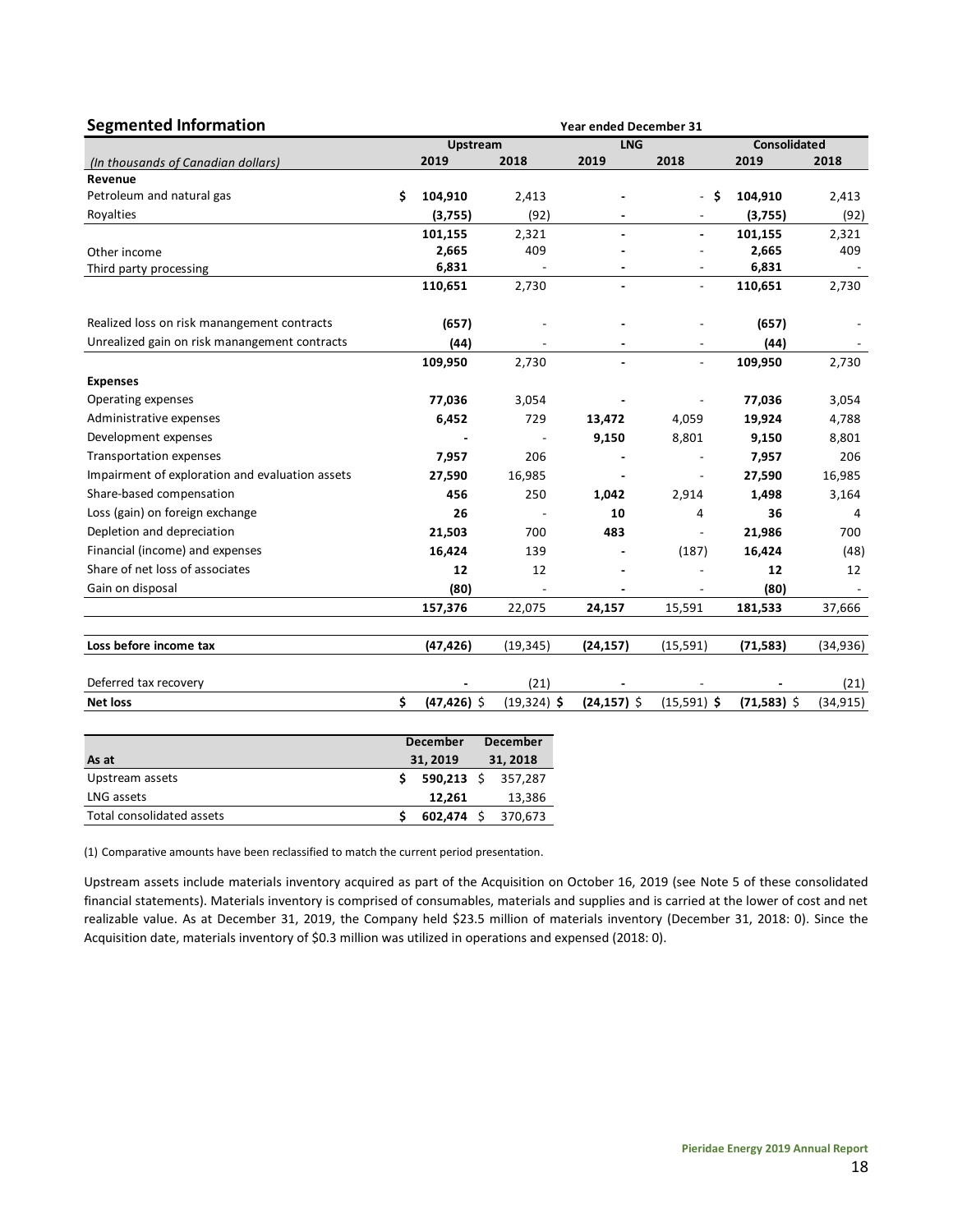## Segmented Information

| | Year ended December 31 | | | | | |
|---|---|---|---|---|---|---|
| | Upstream | | LNG | | Consolidated | |
| *(In thousands of Canadian dollars)* | 2019 | 2018 | 2019 | 2018 | 2019 | 2018 |
| **Revenue** | | | | | | |
| Petroleum and natural gas | $ **104,910** | 2,413 | **-** | - | $ **104,910** | 2,413 |
| Royalties | **(3,755)** | (92) | **-** | - | **(3,755)** | (92) |
| | **101,155** | 2,321 | **-** | **-** | **101,155** | 2,321 |
| Other income | **2,665** | 409 | **-** | - | **2,665** | 409 |
| Third party processing | **6,831** | - | **-** | - | **6,831** | - |
| | **110,651** | 2,730 | **-** | - | **110,651** | 2,730 |
| Realized loss on risk manangement contracts | **(657)** | - | **-** | - | **(657)** | - |
| Unrealized gain on risk manangement contracts | **(44)** | - | **-** | - | **(44)** | - |
| | **109,950** | 2,730 | **-** | - | **109,950** | 2,730 |
| **Expenses** | | | | | | |
| Operating expenses | **77,036** | 3,054 | **-** | - | **77,036** | 3,054 |
| Administrative expenses | **6,452** | 729 | **13,472** | 4,059 | **19,924** | 4,788 |
| Development expenses | **-** | - | **9,150** | 8,801 | **9,150** | 8,801 |
| Transportation expenses | **7,957** | 206 | **-** | - | **7,957** | 206 |
| Impairment of exploration and evaluation assets | **27,590** | 16,985 | **-** | - | **27,590** | 16,985 |
| Share-based compensation | **456** | 250 | **1,042** | 2,914 | **1,498** | 3,164 |
| Loss (gain) on foreign exchange | **26** | - | **10** | 4 | **36** | 4 |
| Depletion and depreciation | **21,503** | 700 | **483** | - | **21,986** | 700 |
| Financial (income) and expenses | **16,424** | 139 | **-** | (187) | **16,424** | (48) |
| Share of net loss of associates | **12** | 12 | **-** | - | **12** | 12 |
| Gain on disposal | **(80)** | - | **-** | - | **(80)** | - |
| | **157,376** | 22,075 | **24,157** | 15,591 | **181,533** | 37,666 |
| **Loss before income tax** | **(47,426)** | (19,345) | **(24,157)** | (15,591) | **(71,583)** | (34,936) |
| Deferred tax recovery | **-** | (21) | **-** | - | **-** | (21) |
| **Net loss** | $ **(47,426)** | $ (19,324) | $ **(24,157)** | $ (15,591) | $ **(71,583)** | $ (34,915) |

| As at | December 31, 2019 | December 31, 2018 |
|---|---|---|
| Upstream assets | $ **590,213** | $ 357,287 |
| LNG assets | **12,261** | 13,386 |
| Total consolidated assets | $ **602,474** | $ 370,673 |

(1) Comparative amounts have been reclassified to match the current period presentation.

Upstream assets include materials inventory acquired as part of the Acquisition on October 16, 2019 (see Note 5 of these consolidated financial statements). Materials inventory is comprised of consumables, materials and supplies and is carried at the lower of cost and net realizable value. As at December 31, 2019, the Company held $23.5 million of materials inventory (December 31, 2018: 0). Since the Acquisition date, materials inventory of $0.3 million was utilized in operations and expensed (2018: 0).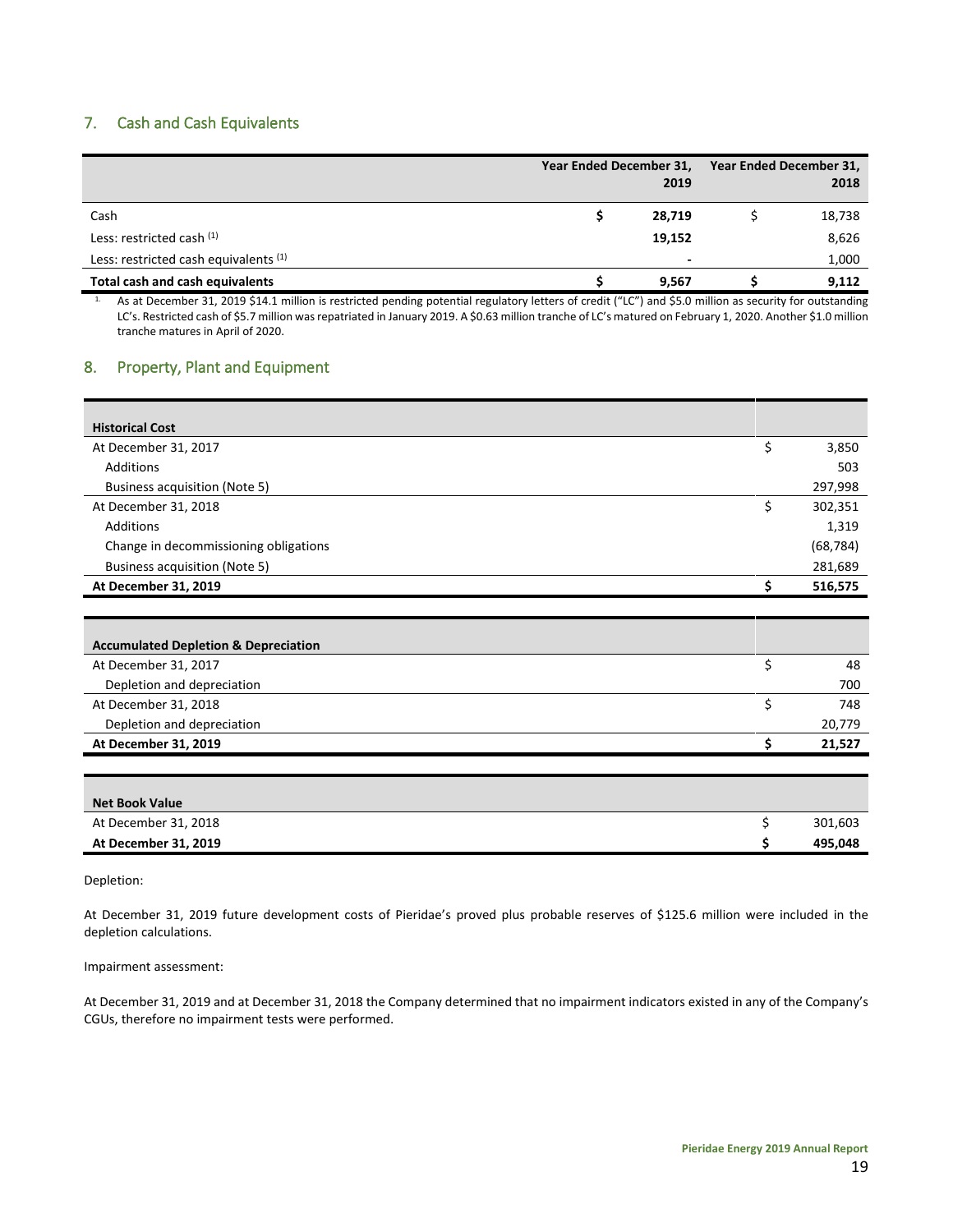## 7. Cash and Cash Equivalents

| | Year Ended December 31, 2019 | Year Ended December 31, 2018 |
|---|---|---|
| Cash | **$ 28,719** | $ 18,738 |
| Less: restricted cash [(1)] | **19,152** | 8,626 |
| Less: restricted cash equivalents [(1)] | **-** | 1,000 |
| **Total cash and cash equivalents** | **$ 9,567** | **$ 9,112** |

1. As at December 31, 2019 $14.1 million is restricted pending potential regulatory letters of credit ("LC") and $5.0 million as security for outstanding LC's. Restricted cash of $5.7 million was repatriated in January 2019. A $0.63 million tranche of LC's matured on February 1, 2020. Another $1.0 million tranche matures in April of 2020.

## 8. Property, Plant and Equipment

| **Historical Cost** | |
|---|---|
| At December 31, 2017 | $ 3,850 |
| Additions | 503 |
| Business acquisition (Note 5) | 297,998 |
| At December 31, 2018 | $ 302,351 |
| Additions | 1,319 |
| Change in decommissioning obligations | (68,784) |
| Business acquisition (Note 5) | 281,689 |
| **At December 31, 2019** | **$ 516,575** |

| **Accumulated Depletion & Depreciation** | |
|---|---|
| At December 31, 2017 | $ 48 |
| Depletion and depreciation | 700 |
| At December 31, 2018 | $ 748 |
| Depletion and depreciation | 20,779 |
| **At December 31, 2019** | **$ 21,527** |

| **Net Book Value** | |
|---|---|
| At December 31, 2018 | $ 301,603 |
| **At December 31, 2019** | **$ 495,048** |

Depletion:

At December 31, 2019 future development costs of Pieridae's proved plus probable reserves of $125.6 million were included in the depletion calculations.

Impairment assessment:

At December 31, 2019 and at December 31, 2018 the Company determined that no impairment indicators existed in any of the Company's CGUs, therefore no impairment tests were performed.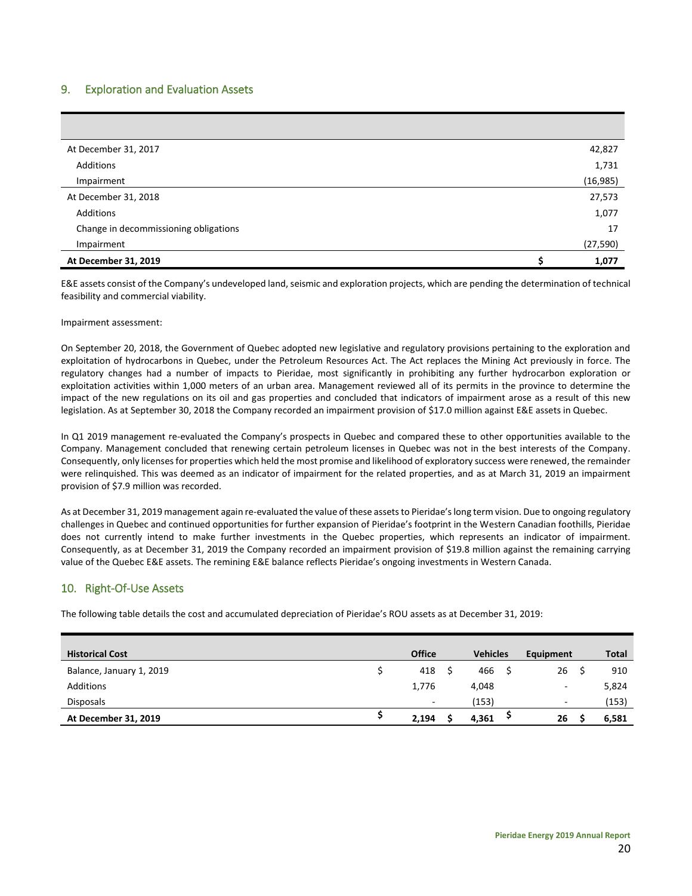## 9. Exploration and Evaluation Assets

| | |
|---|---|
| At December 31, 2017 | 42,827 |
| Additions | 1,731 |
| Impairment | (16,985) |
| At December 31, 2018 | 27,573 |
| Additions | 1,077 |
| Change in decommissioning obligations | 17 |
| Impairment | (27,590) |
| **At December 31, 2019** | **$ 1,077** |

E&E assets consist of the Company's undeveloped land, seismic and exploration projects, which are pending the determination of technical feasibility and commercial viability.

Impairment assessment:

On September 20, 2018, the Government of Quebec adopted new legislative and regulatory provisions pertaining to the exploration and exploitation of hydrocarbons in Quebec, under the Petroleum Resources Act. The Act replaces the Mining Act previously in force. The regulatory changes had a number of impacts to Pieridae, most significantly in prohibiting any further hydrocarbon exploration or exploitation activities within 1,000 meters of an urban area. Management reviewed all of its permits in the province to determine the impact of the new regulations on its oil and gas properties and concluded that indicators of impairment arose as a result of this new legislation. As at September 30, 2018 the Company recorded an impairment provision of $17.0 million against E&E assets in Quebec.

In Q1 2019 management re-evaluated the Company's prospects in Quebec and compared these to other opportunities available to the Company. Management concluded that renewing certain petroleum licenses in Quebec was not in the best interests of the Company. Consequently, only licenses for properties which held the most promise and likelihood of exploratory success were renewed, the remainder were relinquished. This was deemed as an indicator of impairment for the related properties, and as at March 31, 2019 an impairment provision of $7.9 million was recorded.

As at December 31, 2019 management again re-evaluated the value of these assets to Pieridae's long term vision. Due to ongoing regulatory challenges in Quebec and continued opportunities for further expansion of Pieridae's footprint in the Western Canadian foothills, Pieridae does not currently intend to make further investments in the Quebec properties, which represents an indicator of impairment. Consequently, as at December 31, 2019 the Company recorded an impairment provision of $19.8 million against the remaining carrying value of the Quebec E&E assets. The remining E&E balance reflects Pieridae's ongoing investments in Western Canada.

## 10. Right-Of-Use Assets

The following table details the cost and accumulated depreciation of Pieridae's ROU assets as at December 31, 2019:

| Historical Cost | Office | Vehicles | Equipment | Total |
|---|---|---|---|---|
| Balance, January 1, 2019 | $ 418 | $ 466 | $ 26 | $ 910 |
| Additions | 1,776 | 4,048 | - | 5,824 |
| Disposals | - | (153) | - | (153) |
| **At December 31, 2019** | **$ 2,194** | **$ 4,361** | **$ 26** | **$ 6,581** |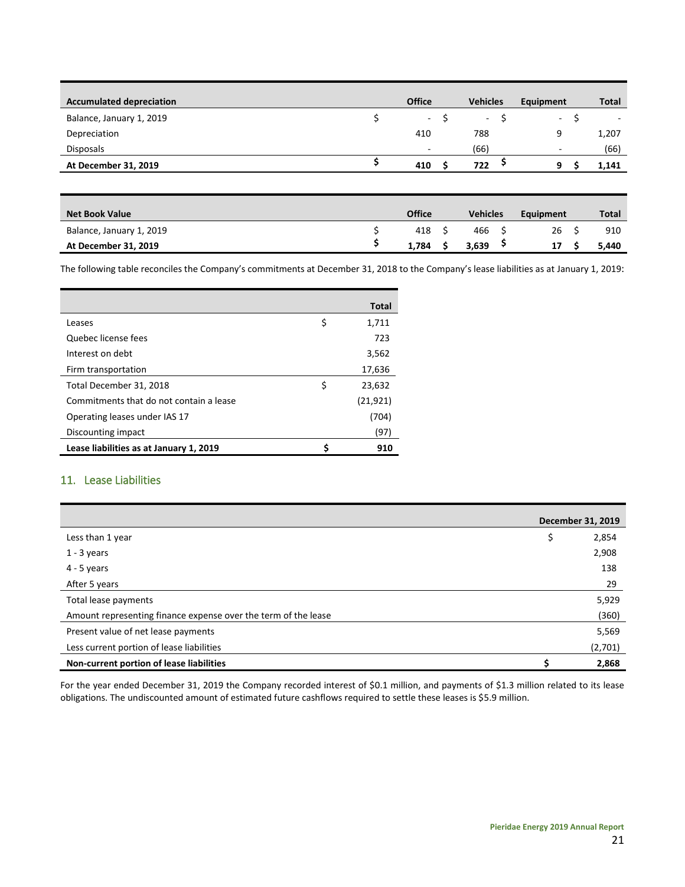| Accumulated depreciation | Office | Vehicles | Equipment | Total |
|---|---|---|---|---|
| Balance, January 1, 2019 | $ - | $ - | $ - | $ - |
| Depreciation | 410 | 788 | 9 | 1,207 |
| Disposals | - | (66) | - | (66) |
| **At December 31, 2019** | **$ 410** | **$ 722** | **$ 9** | **$ 1,141** |

| Net Book Value | Office | Vehicles | Equipment | Total |
|---|---|---|---|---|
| Balance, January 1, 2019 | $ 418 | $ 466 | $ 26 | $ 910 |
| **At December 31, 2019** | **$ 1,784** | **$ 3,639** | **$ 17** | **$ 5,440** |

The following table reconciles the Company's commitments at December 31, 2018 to the Company's lease liabilities as at January 1, 2019:

| | Total |
|---|---|
| Leases | $ 1,711 |
| Quebec license fees | 723 |
| Interest on debt | 3,562 |
| Firm transportation | 17,636 |
| Total December 31, 2018 | $ 23,632 |
| Commitments that do not contain a lease | (21,921) |
| Operating leases under IAS 17 | (704) |
| Discounting impact | (97) |
| **Lease liabilities as at January 1, 2019** | **$ 910** |

## 11. Lease Liabilities

| | December 31, 2019 |
|---|---|
| Less than 1 year | $ 2,854 |
| 1 - 3 years | 2,908 |
| 4 - 5 years | 138 |
| After 5 years | 29 |
| Total lease payments | 5,929 |
| Amount representing finance expense over the term of the lease | (360) |
| Present value of net lease payments | 5,569 |
| Less current portion of lease liabilities | (2,701) |
| **Non-current portion of lease liabilities** | **$ 2,868** |

For the year ended December 31, 2019 the Company recorded interest of $0.1 million, and payments of $1.3 million related to its lease obligations. The undiscounted amount of estimated future cashflows required to settle these leases is $5.9 million.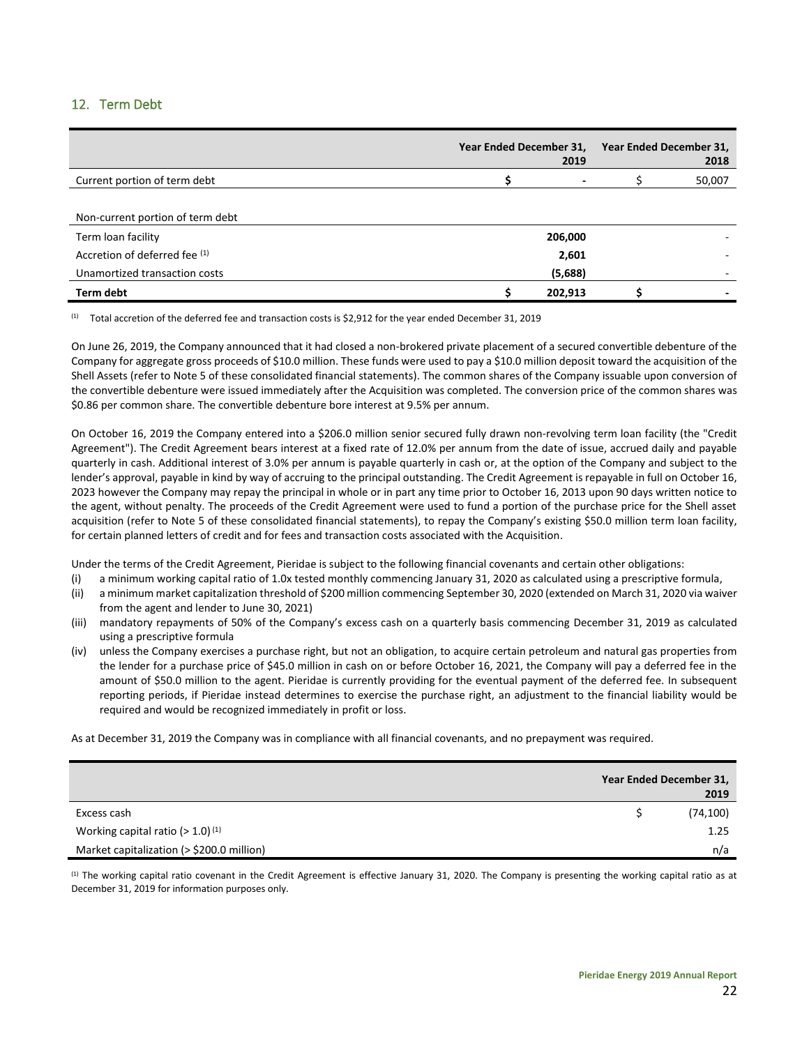## 12. Term Debt

| | Year Ended December 31, 2019 | Year Ended December 31, 2018 |
|---|---|---|
| Current portion of term debt | $ - | $ 50,007 |
| | | |
| Non-current portion of term debt | | |
| Term loan facility | 206,000 | - |
| Accretion of deferred fee [(1)] | 2,601 | - |
| Unamortized transaction costs | (5,688) | - |
| **Term debt** | **$ 202,913** | **$ -** |

[(1)] Total accretion of the deferred fee and transaction costs is $2,912 for the year ended December 31, 2019

On June 26, 2019, the Company announced that it had closed a non-brokered private placement of a secured convertible debenture of the Company for aggregate gross proceeds of $10.0 million. These funds were used to pay a $10.0 million deposit toward the acquisition of the Shell Assets (refer to Note 5 of these consolidated financial statements). The common shares of the Company issuable upon conversion of the convertible debenture were issued immediately after the Acquisition was completed. The conversion price of the common shares was $0.86 per common share. The convertible debenture bore interest at 9.5% per annum.

On October 16, 2019 the Company entered into a $206.0 million senior secured fully drawn non-revolving term loan facility (the "Credit Agreement"). The Credit Agreement bears interest at a fixed rate of 12.0% per annum from the date of issue, accrued daily and payable quarterly in cash. Additional interest of 3.0% per annum is payable quarterly in cash or, at the option of the Company and subject to the lender's approval, payable in kind by way of accruing to the principal outstanding. The Credit Agreement is repayable in full on October 16, 2023 however the Company may repay the principal in whole or in part any time prior to October 16, 2013 upon 90 days written notice to the agent, without penalty. The proceeds of the Credit Agreement were used to fund a portion of the purchase price for the Shell asset acquisition (refer to Note 5 of these consolidated financial statements), to repay the Company's existing $50.0 million term loan facility, for certain planned letters of credit and for fees and transaction costs associated with the Acquisition.

Under the terms of the Credit Agreement, Pieridae is subject to the following financial covenants and certain other obligations:

(i) a minimum working capital ratio of 1.0x tested monthly commencing January 31, 2020 as calculated using a prescriptive formula,

(ii) a minimum market capitalization threshold of $200 million commencing September 30, 2020 (extended on March 31, 2020 via waiver from the agent and lender to June 30, 2021)

(iii) mandatory repayments of 50% of the Company's excess cash on a quarterly basis commencing December 31, 2019 as calculated using a prescriptive formula

(iv) unless the Company exercises a purchase right, but not an obligation, to acquire certain petroleum and natural gas properties from the lender for a purchase price of $45.0 million in cash on or before October 16, 2021, the Company will pay a deferred fee in the amount of $50.0 million to the agent. Pieridae is currently providing for the eventual payment of the deferred fee. In subsequent reporting periods, if Pieridae instead determines to exercise the purchase right, an adjustment to the financial liability would be required and would be recognized immediately in profit or loss.

As at December 31, 2019 the Company was in compliance with all financial covenants, and no prepayment was required.

| | Year Ended December 31, 2019 |
|---|---|
| Excess cash | $ (74,100) |
| Working capital ratio (> 1.0) [(1)] | 1.25 |
| Market capitalization (> $200.0 million) | n/a |

[(1)] The working capital ratio covenant in the Credit Agreement is effective January 31, 2020. The Company is presenting the working capital ratio as at December 31, 2019 for information purposes only.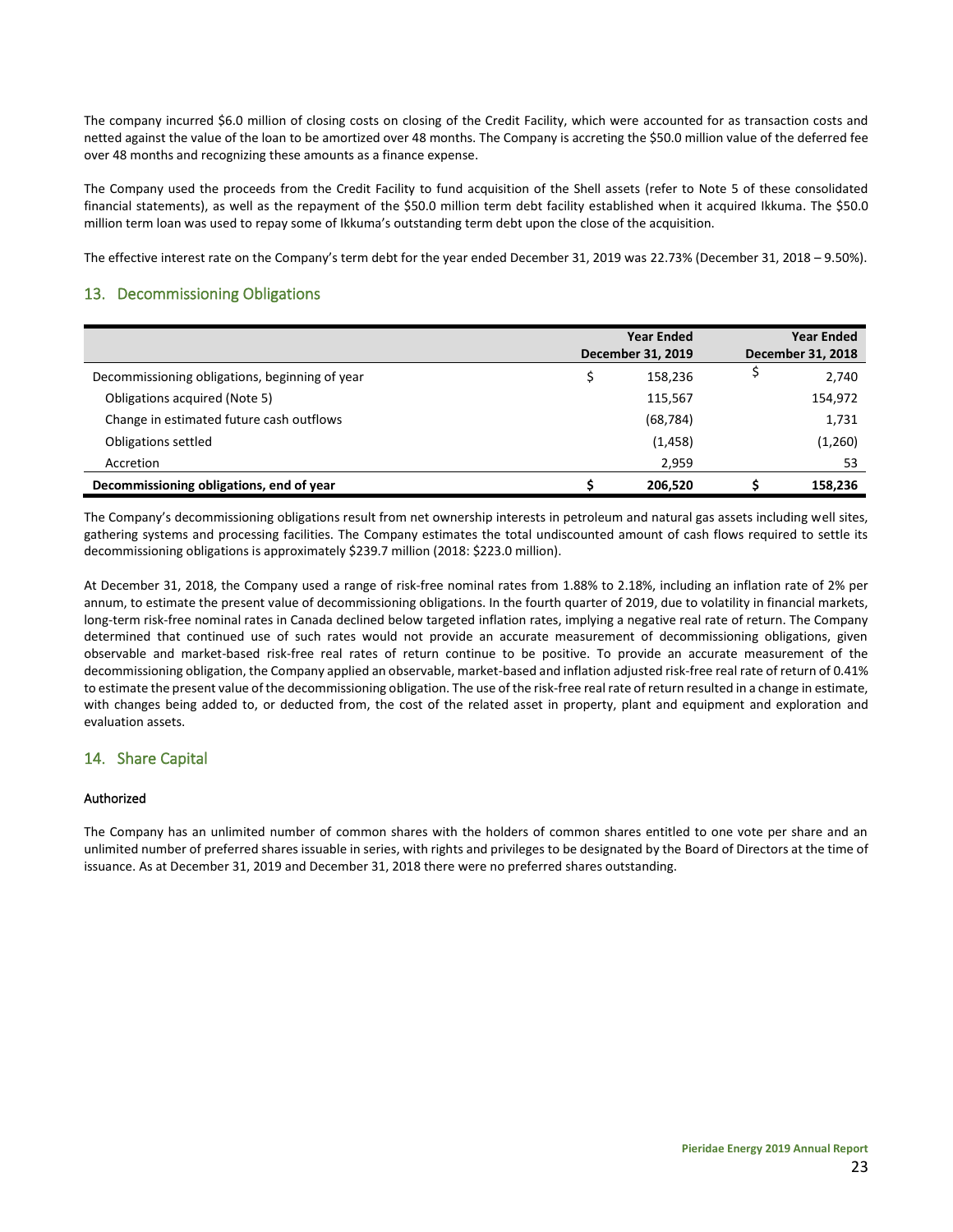The company incurred $6.0 million of closing costs on closing of the Credit Facility, which were accounted for as transaction costs and netted against the value of the loan to be amortized over 48 months. The Company is accreting the $50.0 million value of the deferred fee over 48 months and recognizing these amounts as a finance expense.

The Company used the proceeds from the Credit Facility to fund acquisition of the Shell assets (refer to Note 5 of these consolidated financial statements), as well as the repayment of the $50.0 million term debt facility established when it acquired Ikkuma. The $50.0 million term loan was used to repay some of Ikkuma's outstanding term debt upon the close of the acquisition.

The effective interest rate on the Company's term debt for the year ended December 31, 2019 was 22.73% (December 31, 2018 – 9.50%).

## 13. Decommissioning Obligations

| | Year Ended December 31, 2019 | Year Ended December 31, 2018 |
|---|---|---|
| Decommissioning obligations, beginning of year | $ 158,236 | $ 2,740 |
| Obligations acquired (Note 5) | 115,567 | 154,972 |
| Change in estimated future cash outflows | (68,784) | 1,731 |
| Obligations settled | (1,458) | (1,260) |
| Accretion | 2,959 | 53 |
| **Decommissioning obligations, end of year** | **$ 206,520** | **$ 158,236** |

The Company's decommissioning obligations result from net ownership interests in petroleum and natural gas assets including well sites, gathering systems and processing facilities. The Company estimates the total undiscounted amount of cash flows required to settle its decommissioning obligations is approximately $239.7 million (2018: $223.0 million).

At December 31, 2018, the Company used a range of risk-free nominal rates from 1.88% to 2.18%, including an inflation rate of 2% per annum, to estimate the present value of decommissioning obligations. In the fourth quarter of 2019, due to volatility in financial markets, long-term risk-free nominal rates in Canada declined below targeted inflation rates, implying a negative real rate of return. The Company determined that continued use of such rates would not provide an accurate measurement of decommissioning obligations, given observable and market-based risk-free real rates of return continue to be positive. To provide an accurate measurement of the decommissioning obligation, the Company applied an observable, market-based and inflation adjusted risk-free real rate of return of 0.41% to estimate the present value of the decommissioning obligation. The use of the risk-free real rate of return resulted in a change in estimate, with changes being added to, or deducted from, the cost of the related asset in property, plant and equipment and exploration and evaluation assets.

## 14. Share Capital

### Authorized

The Company has an unlimited number of common shares with the holders of common shares entitled to one vote per share and an unlimited number of preferred shares issuable in series, with rights and privileges to be designated by the Board of Directors at the time of issuance. As at December 31, 2019 and December 31, 2018 there were no preferred shares outstanding.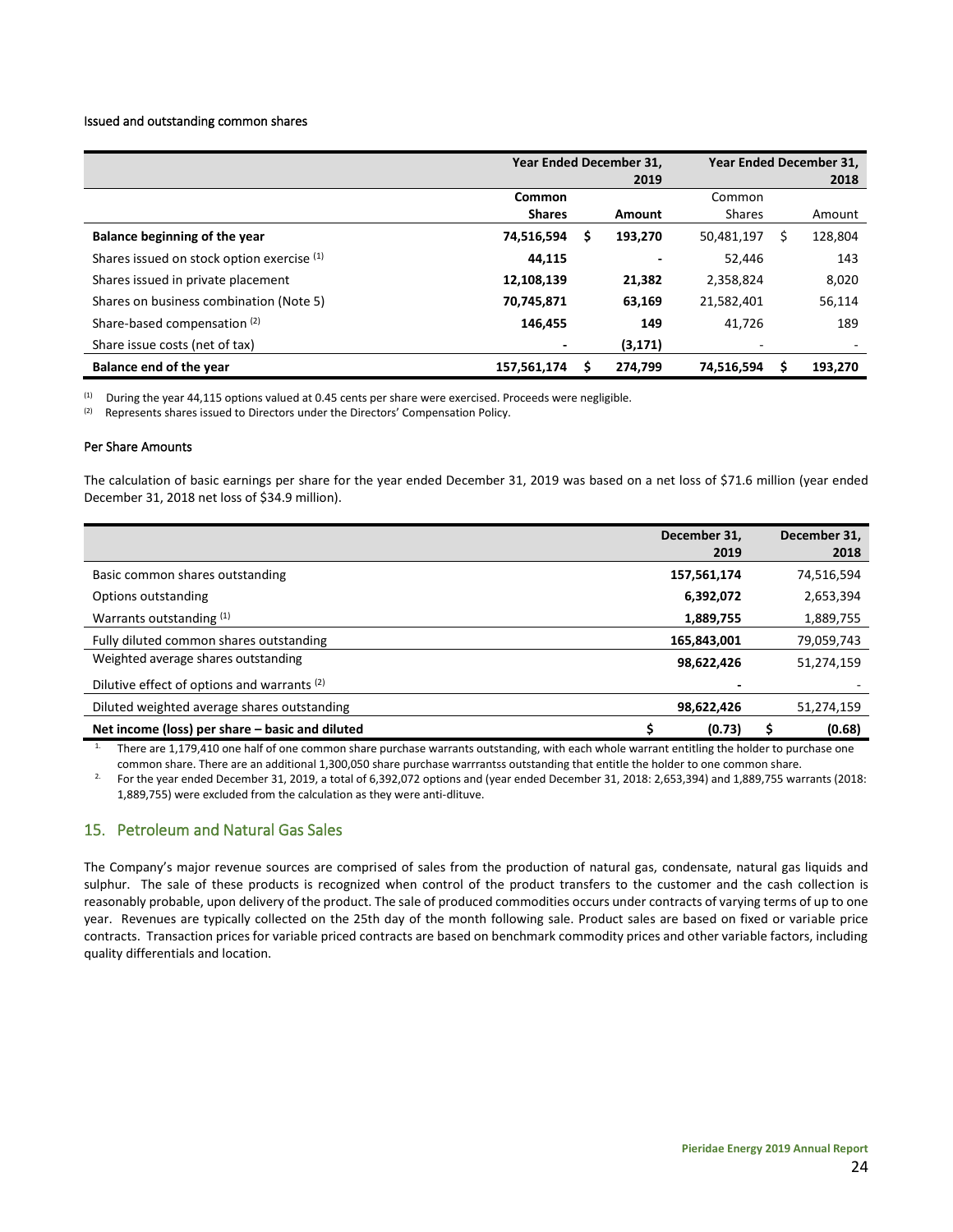Issued and outstanding common shares

| | Year Ended December 31, 2019 | | Year Ended December 31, 2018 | |
|---|---|---|---|---|
| | **Common Shares** | **Amount** | Common Shares | Amount |
| **Balance beginning of the year** | **74,516,594** | **$ 193,270** | 50,481,197 | $ 128,804 |
| Shares issued on stock option exercise [(1)] | **44,115** | **-** | 52,446 | 143 |
| Shares issued in private placement | **12,108,139** | **21,382** | 2,358,824 | 8,020 |
| Shares on business combination (Note 5) | **70,745,871** | **63,169** | 21,582,401 | 56,114 |
| Share-based compensation [(2)] | **146,455** | **149** | 41,726 | 189 |
| Share issue costs (net of tax) | **-** | **(3,171)** | - | - |
| **Balance end of the year** | **157,561,174** | **$ 274,799** | **74,516,594** | **$ 193,270** |

(1) During the year 44,115 options valued at 0.45 cents per share were exercised. Proceeds were negligible.
(2) Represents shares issued to Directors under the Directors' Compensation Policy.

Per Share Amounts

The calculation of basic earnings per share for the year ended December 31, 2019 was based on a net loss of $71.6 million (year ended December 31, 2018 net loss of $34.9 million).

| | December 31, 2019 | December 31, 2018 |
|---|---|---|
| Basic common shares outstanding | **157,561,174** | 74,516,594 |
| Options outstanding | **6,392,072** | 2,653,394 |
| Warrants outstanding [(1)] | **1,889,755** | 1,889,755 |
| Fully diluted common shares outstanding | **165,843,001** | 79,059,743 |
| Weighted average shares outstanding | **98,622,426** | 51,274,159 |
| Dilutive effect of options and warrants [(2)] | **-** | - |
| Diluted weighted average shares outstanding | **98,622,426** | 51,274,159 |
| **Net income (loss) per share – basic and diluted** | **$ (0.73)** | **$ (0.68)** |

1. There are 1,179,410 one half of one common share purchase warrants outstanding, with each whole warrant entitling the holder to purchase one common share. There are an additional 1,300,050 share purchase warrrantss outstanding that entitle the holder to one common share.
2. For the year ended December 31, 2019, a total of 6,392,072 options and (year ended December 31, 2018: 2,653,394) and 1,889,755 warrants (2018: 1,889,755) were excluded from the calculation as they were anti-dlituve.

## 15. Petroleum and Natural Gas Sales

The Company's major revenue sources are comprised of sales from the production of natural gas, condensate, natural gas liquids and sulphur. The sale of these products is recognized when control of the product transfers to the customer and the cash collection is reasonably probable, upon delivery of the product. The sale of produced commodities occurs under contracts of varying terms of up to one year. Revenues are typically collected on the 25th day of the month following sale. Product sales are based on fixed or variable price contracts. Transaction prices for variable priced contracts are based on benchmark commodity prices and other variable factors, including quality differentials and location.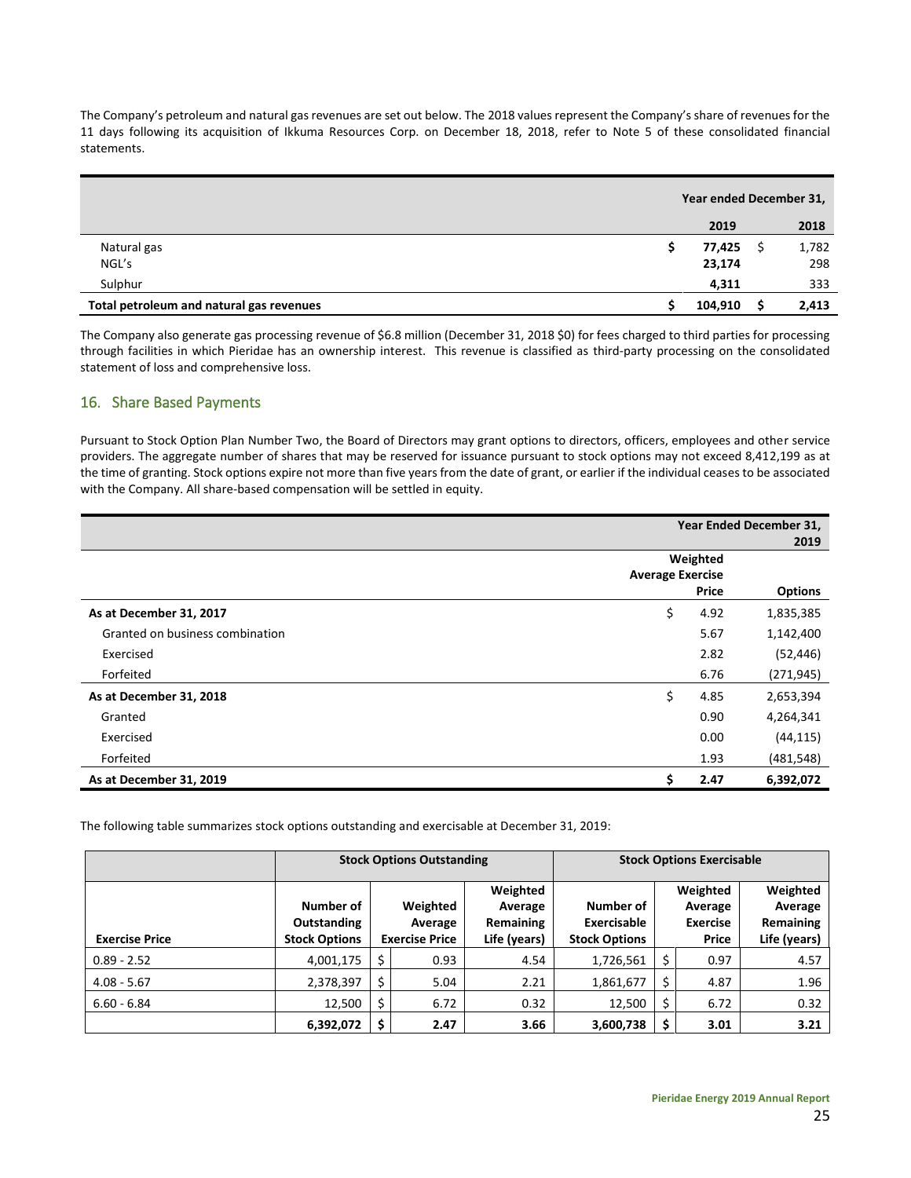The Company's petroleum and natural gas revenues are set out below. The 2018 values represent the Company's share of revenues for the 11 days following its acquisition of Ikkuma Resources Corp. on December 18, 2018, refer to Note 5 of these consolidated financial statements.

| | Year ended December 31, | |
|---|---|---|
| | **2019** | **2018** |
| Natural gas | $ **77,425** | $ 1,782 |
| NGL's | **23,174** | 298 |
| Sulphur | **4,311** | 333 |
| **Total petroleum and natural gas revenues** | $ **104,910** | $ **2,413** |

The Company also generate gas processing revenue of $6.8 million (December 31, 2018 $0) for fees charged to third parties for processing through facilities in which Pieridae has an ownership interest. This revenue is classified as third-party processing on the consolidated statement of loss and comprehensive loss.

## 16. Share Based Payments

Pursuant to Stock Option Plan Number Two, the Board of Directors may grant options to directors, officers, employees and other service providers. The aggregate number of shares that may be reserved for issuance pursuant to stock options may not exceed 8,412,199 as at the time of granting. Stock options expire not more than five years from the date of grant, or earlier if the individual ceases to be associated with the Company. All share-based compensation will be settled in equity.

| | Year Ended December 31, 2019 | |
|---|---|---|
| | **Weighted Average Exercise Price** | **Options** |
| **As at December 31, 2017** | $ 4.92 | 1,835,385 |
| Granted on business combination | 5.67 | 1,142,400 |
| Exercised | 2.82 | (52,446) |
| Forfeited | 6.76 | (271,945) |
| **As at December 31, 2018** | $ 4.85 | 2,653,394 |
| Granted | 0.90 | 4,264,341 |
| Exercised | 0.00 | (44,115) |
| Forfeited | 1.93 | (481,548) |
| **As at December 31, 2019** | **$ 2.47** | **6,392,072** |

The following table summarizes stock options outstanding and exercisable at December 31, 2019:

| | Stock Options Outstanding | | | Stock Options Exercisable | | |
|---|---|---|---|---|---|---|
| **Exercise Price** | **Number of Outstanding Stock Options** | **Weighted Average Exercise Price** | **Weighted Average Remaining Life (years)** | **Number of Exercisable Stock Options** | **Weighted Average Exercise Price** | **Weighted Average Remaining Life (years)** |
| 0.89 - 2.52 | 4,001,175 | $ 0.93 | 4.54 | 1,726,561 | $ 0.97 | 4.57 |
| 4.08 - 5.67 | 2,378,397 | $ 5.04 | 2.21 | 1,861,677 | $ 4.87 | 1.96 |
| 6.60 - 6.84 | 12,500 | $ 6.72 | 0.32 | 12,500 | $ 6.72 | 0.32 |
| | **6,392,072** | **$ 2.47** | **3.66** | **3,600,738** | **$ 3.01** | **3.21** |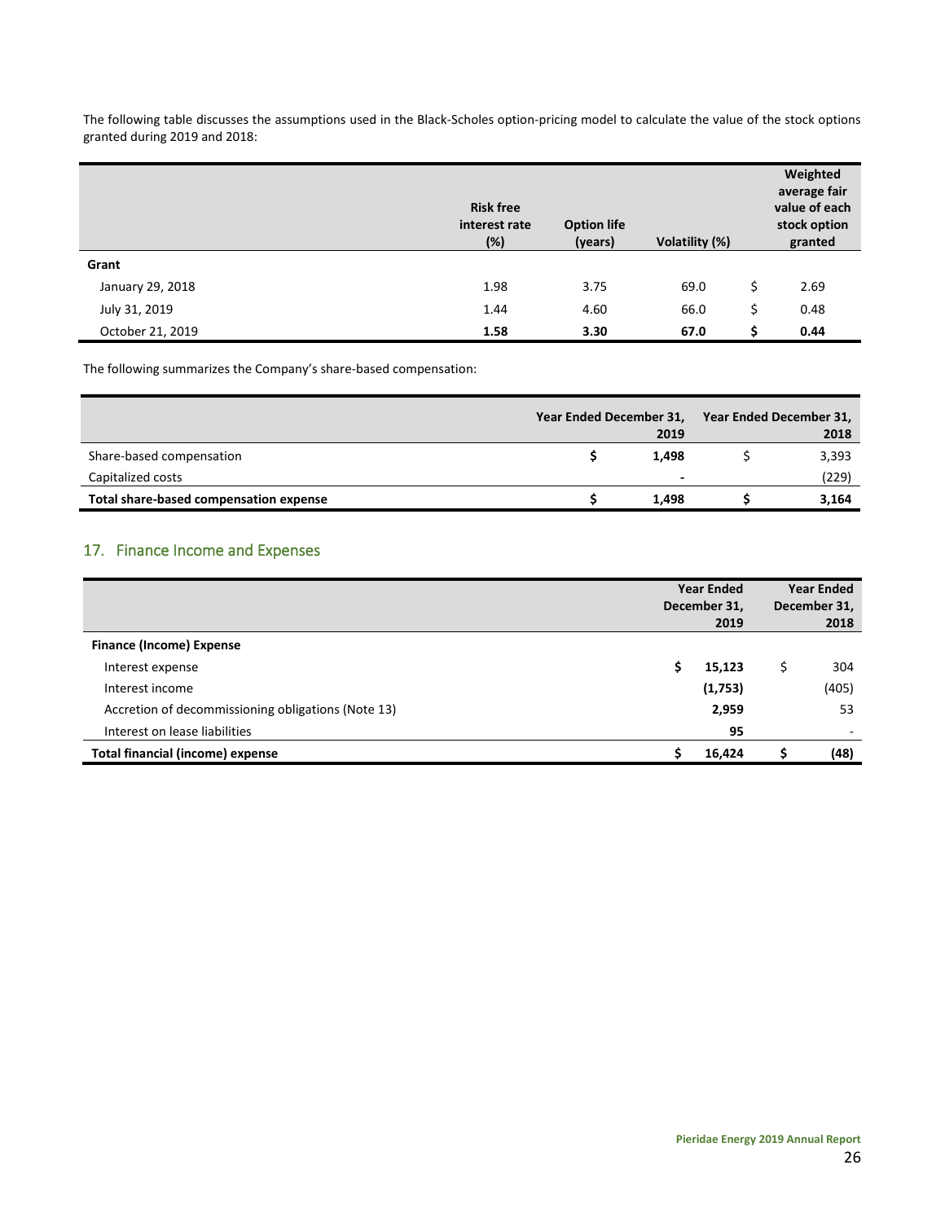The following table discusses the assumptions used in the Black-Scholes option-pricing model to calculate the value of the stock options granted during 2019 and 2018:

| | Risk free interest rate (%) | Option life (years) | Volatility (%) | Weighted average fair value of each stock option granted |
|---|---|---|---|---|
| **Grant** | | | | |
| January 29, 2018 | 1.98 | 3.75 | 69.0 | $ 2.69 |
| July 31, 2019 | 1.44 | 4.60 | 66.0 | $ 0.48 |
| October 21, 2019 | **1.58** | **3.30** | **67.0** | **$ 0.44** |

The following summarizes the Company's share-based compensation:

| | Year Ended December 31, 2019 | Year Ended December 31, 2018 |
|---|---|---|
| Share-based compensation | **$ 1,498** | $ 3,393 |
| Capitalized costs | **-** | (229) |
| **Total share-based compensation expense** | **$ 1,498** | **$ 3,164** |

## 17. Finance Income and Expenses

| | Year Ended December 31, 2019 | Year Ended December 31, 2018 |
|---|---|---|
| **Finance (Income) Expense** | | |
| Interest expense | **$ 15,123** | $ 304 |
| Interest income | **(1,753)** | (405) |
| Accretion of decommissioning obligations (Note 13) | **2,959** | 53 |
| Interest on lease liabilities | **95** | - |
| **Total financial (income) expense** | **$ 16,424** | **$ (48)** |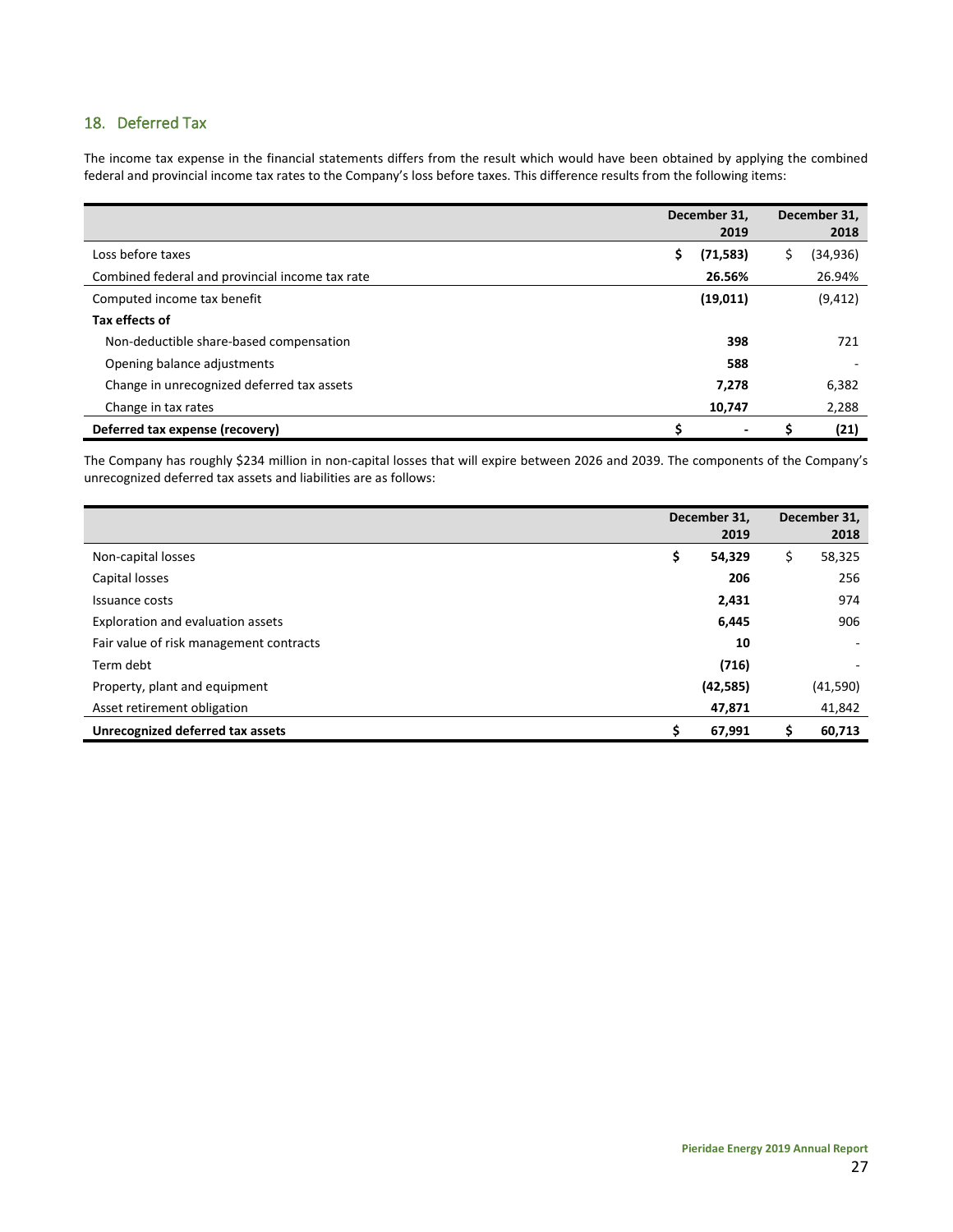## 18. Deferred Tax

The income tax expense in the financial statements differs from the result which would have been obtained by applying the combined federal and provincial income tax rates to the Company's loss before taxes. This difference results from the following items:

| | December 31, 2019 | December 31, 2018 |
|---|---|---|
| Loss before taxes | $ **(71,583)** | $ (34,936) |
| Combined federal and provincial income tax rate | **26.56%** | 26.94% |
| Computed income tax benefit | **(19,011)** | (9,412) |
| **Tax effects of** | | |
| Non-deductible share-based compensation | **398** | 721 |
| Opening balance adjustments | **588** | - |
| Change in unrecognized deferred tax assets | **7,278** | 6,382 |
| Change in tax rates | **10,747** | 2,288 |
| **Deferred tax expense (recovery)** | **$ -** | **$ (21)** |

The Company has roughly $234 million in non-capital losses that will expire between 2026 and 2039. The components of the Company's unrecognized deferred tax assets and liabilities are as follows:

| | December 31, 2019 | December 31, 2018 |
|---|---|---|
| Non-capital losses | $ **54,329** | $ 58,325 |
| Capital losses | **206** | 256 |
| Issuance costs | **2,431** | 974 |
| Exploration and evaluation assets | **6,445** | 906 |
| Fair value of risk management contracts | **10** | - |
| Term debt | **(716)** | - |
| Property, plant and equipment | **(42,585)** | (41,590) |
| Asset retirement obligation | **47,871** | 41,842 |
| **Unrecognized deferred tax assets** | **$ 67,991** | **$ 60,713** |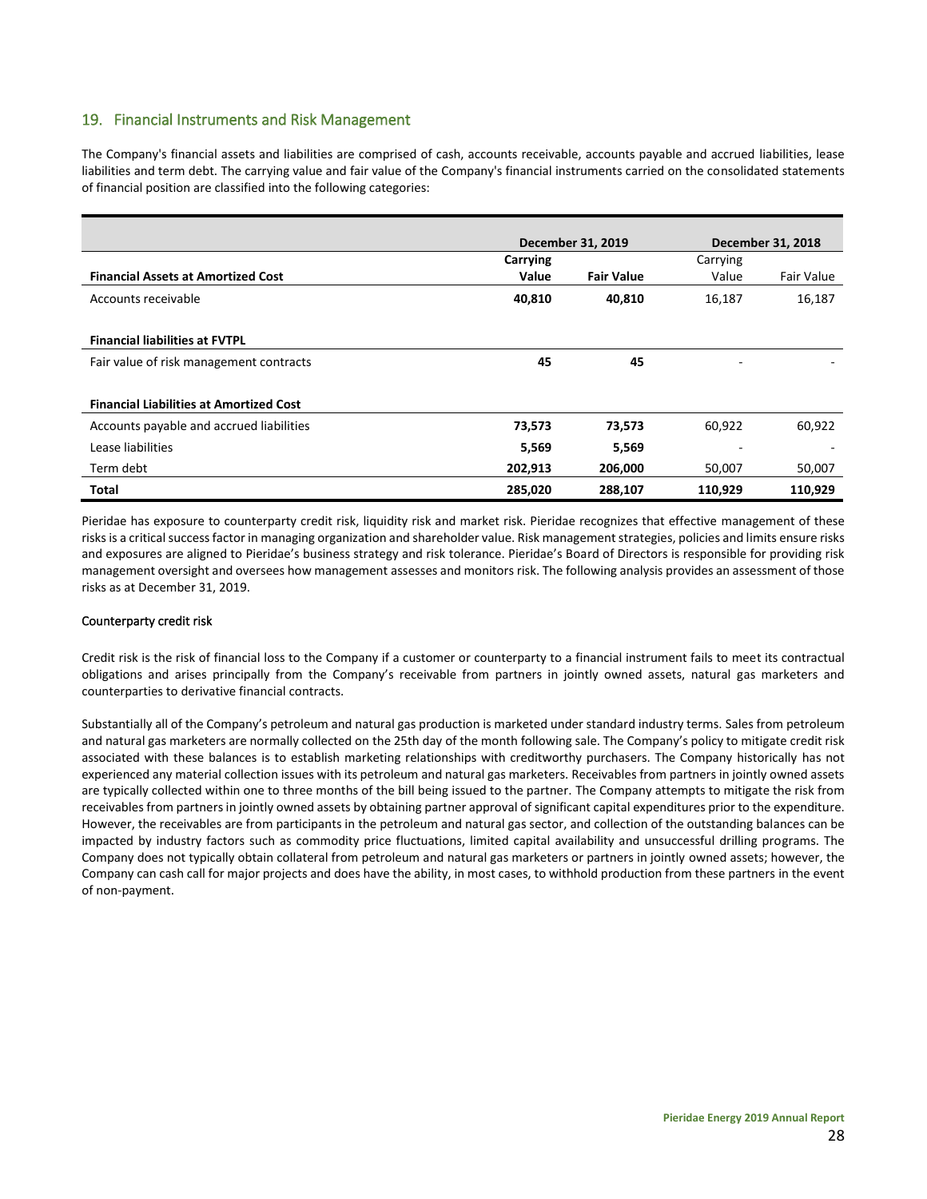## 19. Financial Instruments and Risk Management

The Company's financial assets and liabilities are comprised of cash, accounts receivable, accounts payable and accrued liabilities, lease liabilities and term debt. The carrying value and fair value of the Company's financial instruments carried on the consolidated statements of financial position are classified into the following categories:

| | December 31, 2019 | | December 31, 2018 | |
|---|---|---|---|---|
| **Financial Assets at Amortized Cost** | **Carrying Value** | **Fair Value** | Carrying Value | Fair Value |
| Accounts receivable | **40,810** | **40,810** | 16,187 | 16,187 |
| **Financial liabilities at FVTPL** | | | | |
| Fair value of risk management contracts | **45** | **45** | - | - |
| **Financial Liabilities at Amortized Cost** | | | | |
| Accounts payable and accrued liabilities | **73,573** | **73,573** | 60,922 | 60,922 |
| Lease liabilities | **5,569** | **5,569** | - | - |
| Term debt | **202,913** | **206,000** | 50,007 | 50,007 |
| **Total** | **285,020** | **288,107** | **110,929** | **110,929** |

Pieridae has exposure to counterparty credit risk, liquidity risk and market risk. Pieridae recognizes that effective management of these risks is a critical success factor in managing organization and shareholder value. Risk management strategies, policies and limits ensure risks and exposures are aligned to Pieridae's business strategy and risk tolerance. Pieridae's Board of Directors is responsible for providing risk management oversight and oversees how management assesses and monitors risk. The following analysis provides an assessment of those risks as at December 31, 2019.

### Counterparty credit risk

Credit risk is the risk of financial loss to the Company if a customer or counterparty to a financial instrument fails to meet its contractual obligations and arises principally from the Company's receivable from partners in jointly owned assets, natural gas marketers and counterparties to derivative financial contracts.

Substantially all of the Company's petroleum and natural gas production is marketed under standard industry terms. Sales from petroleum and natural gas marketers are normally collected on the 25th day of the month following sale. The Company's policy to mitigate credit risk associated with these balances is to establish marketing relationships with creditworthy purchasers. The Company historically has not experienced any material collection issues with its petroleum and natural gas marketers. Receivables from partners in jointly owned assets are typically collected within one to three months of the bill being issued to the partner. The Company attempts to mitigate the risk from receivables from partners in jointly owned assets by obtaining partner approval of significant capital expenditures prior to the expenditure. However, the receivables are from participants in the petroleum and natural gas sector, and collection of the outstanding balances can be impacted by industry factors such as commodity price fluctuations, limited capital availability and unsuccessful drilling programs. The Company does not typically obtain collateral from petroleum and natural gas marketers or partners in jointly owned assets; however, the Company can cash call for major projects and does have the ability, in most cases, to withhold production from these partners in the event of non-payment.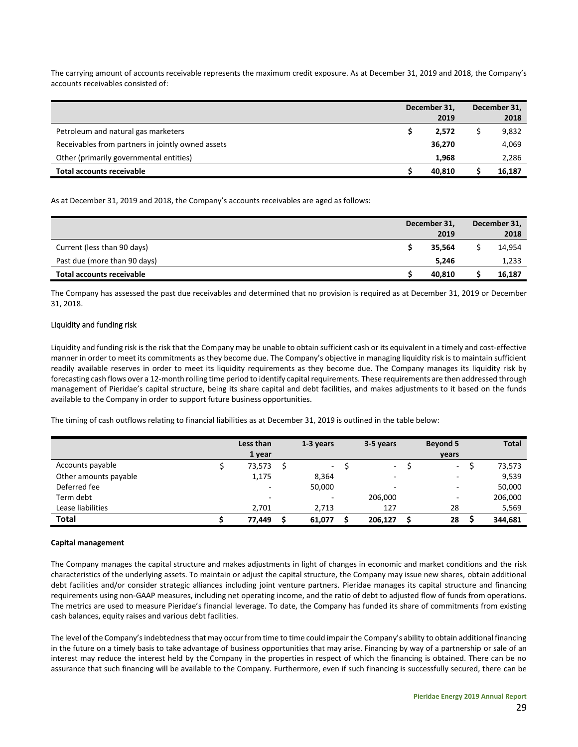The carrying amount of accounts receivable represents the maximum credit exposure. As at December 31, 2019 and 2018, the Company's accounts receivables consisted of:

| | December 31, 2019 | December 31, 2018 |
|---|---|---|
| Petroleum and natural gas marketers | $ **2,572** | $ 9,832 |
| Receivables from partners in jointly owned assets | **36,270** | 4,069 |
| Other (primarily governmental entities) | **1,968** | 2,286 |
| **Total accounts receivable** | **$ 40,810** | **$ 16,187** |

As at December 31, 2019 and 2018, the Company's accounts receivables are aged as follows:

| | December 31, 2019 | December 31, 2018 |
|---|---|---|
| Current (less than 90 days) | $ **35,564** | $ 14,954 |
| Past due (more than 90 days) | **5,246** | 1,233 |
| **Total accounts receivable** | **$ 40,810** | **$ 16,187** |

The Company has assessed the past due receivables and determined that no provision is required as at December 31, 2019 or December 31, 2018.

### Liquidity and funding risk

Liquidity and funding risk is the risk that the Company may be unable to obtain sufficient cash or its equivalent in a timely and cost-effective manner in order to meet its commitments as they become due. The Company's objective in managing liquidity risk is to maintain sufficient readily available reserves in order to meet its liquidity requirements as they become due. The Company manages its liquidity risk by forecasting cash flows over a 12-month rolling time period to identify capital requirements. These requirements are then addressed through management of Pieridae's capital structure, being its share capital and debt facilities, and makes adjustments to it based on the funds available to the Company in order to support future business opportunities.

The timing of cash outflows relating to financial liabilities as at December 31, 2019 is outlined in the table below:

| | Less than 1 year | 1-3 years | 3-5 years | Beyond 5 years | Total |
|---|---|---|---|---|---|
| Accounts payable | $ 73,573 | $ - | $ - | $ - | $ 73,573 |
| Other amounts payable | 1,175 | 8,364 | - | - | 9,539 |
| Deferred fee | - | 50,000 | - | - | 50,000 |
| Term debt | - | - | 206,000 | - | 206,000 |
| Lease liabilities | 2,701 | 2,713 | 127 | 28 | 5,569 |
| **Total** | **$ 77,449** | **$ 61,077** | **$ 206,127** | **$ 28** | **$ 344,681** |

**Capital management**

The Company manages the capital structure and makes adjustments in light of changes in economic and market conditions and the risk characteristics of the underlying assets. To maintain or adjust the capital structure, the Company may issue new shares, obtain additional debt facilities and/or consider strategic alliances including joint venture partners. Pieridae manages its capital structure and financing requirements using non-GAAP measures, including net operating income, and the ratio of debt to adjusted flow of funds from operations. The metrics are used to measure Pieridae's financial leverage. To date, the Company has funded its share of commitments from existing cash balances, equity raises and various debt facilities.

The level of the Company's indebtedness that may occur from time to time could impair the Company's ability to obtain additional financing in the future on a timely basis to take advantage of business opportunities that may arise. Financing by way of a partnership or sale of an interest may reduce the interest held by the Company in the properties in respect of which the financing is obtained. There can be no assurance that such financing will be available to the Company. Furthermore, even if such financing is successfully secured, there can be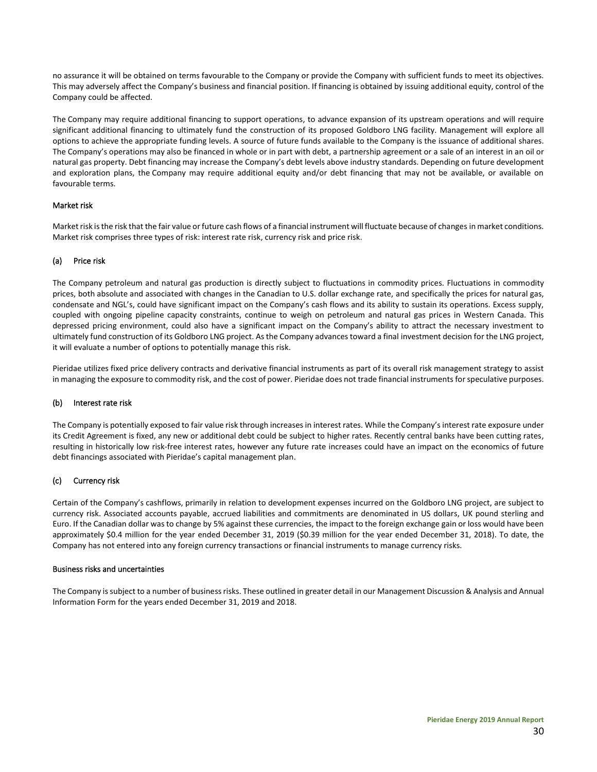no assurance it will be obtained on terms favourable to the Company or provide the Company with sufficient funds to meet its objectives. This may adversely affect the Company's business and financial position. If financing is obtained by issuing additional equity, control of the Company could be affected.

The Company may require additional financing to support operations, to advance expansion of its upstream operations and will require significant additional financing to ultimately fund the construction of its proposed Goldboro LNG facility. Management will explore all options to achieve the appropriate funding levels. A source of future funds available to the Company is the issuance of additional shares. The Company's operations may also be financed in whole or in part with debt, a partnership agreement or a sale of an interest in an oil or natural gas property. Debt financing may increase the Company's debt levels above industry standards. Depending on future development and exploration plans, the Company may require additional equity and/or debt financing that may not be available, or available on favourable terms.

## Market risk

Market risk is the risk that the fair value or future cash flows of a financial instrument will fluctuate because of changes in market conditions. Market risk comprises three types of risk: interest rate risk, currency risk and price risk.

### (a) Price risk

The Company petroleum and natural gas production is directly subject to fluctuations in commodity prices. Fluctuations in commodity prices, both absolute and associated with changes in the Canadian to U.S. dollar exchange rate, and specifically the prices for natural gas, condensate and NGL's, could have significant impact on the Company's cash flows and its ability to sustain its operations. Excess supply, coupled with ongoing pipeline capacity constraints, continue to weigh on petroleum and natural gas prices in Western Canada. This depressed pricing environment, could also have a significant impact on the Company's ability to attract the necessary investment to ultimately fund construction of its Goldboro LNG project. As the Company advances toward a final investment decision for the LNG project, it will evaluate a number of options to potentially manage this risk.

Pieridae utilizes fixed price delivery contracts and derivative financial instruments as part of its overall risk management strategy to assist in managing the exposure to commodity risk, and the cost of power. Pieridae does not trade financial instruments for speculative purposes.

### (b) Interest rate risk

The Company is potentially exposed to fair value risk through increases in interest rates. While the Company's interest rate exposure under its Credit Agreement is fixed, any new or additional debt could be subject to higher rates. Recently central banks have been cutting rates, resulting in historically low risk-free interest rates, however any future rate increases could have an impact on the economics of future debt financings associated with Pieridae's capital management plan.

### (c) Currency risk

Certain of the Company's cashflows, primarily in relation to development expenses incurred on the Goldboro LNG project, are subject to currency risk. Associated accounts payable, accrued liabilities and commitments are denominated in US dollars, UK pound sterling and Euro. If the Canadian dollar was to change by 5% against these currencies, the impact to the foreign exchange gain or loss would have been approximately $0.4 million for the year ended December 31, 2019 ($0.39 million for the year ended December 31, 2018). To date, the Company has not entered into any foreign currency transactions or financial instruments to manage currency risks.

## Business risks and uncertainties

The Company is subject to a number of business risks. These outlined in greater detail in our Management Discussion & Analysis and Annual Information Form for the years ended December 31, 2019 and 2018.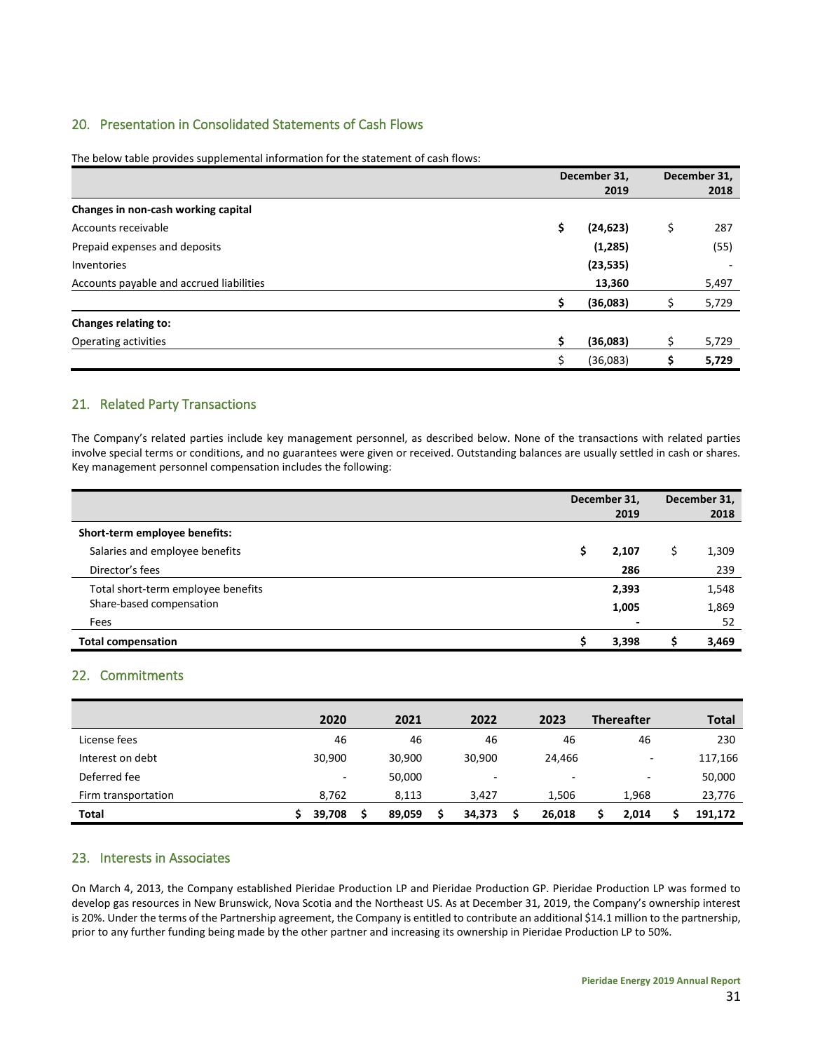## 20. Presentation in Consolidated Statements of Cash Flows

The below table provides supplemental information for the statement of cash flows:

| | December 31, 2019 | December 31, 2018 |
|---|---|---|
| **Changes in non-cash working capital** | | |
| Accounts receivable | **$ (24,623)** | $ 287 |
| Prepaid expenses and deposits | **(1,285)** | (55) |
| Inventories | **(23,535)** | - |
| Accounts payable and accrued liabilities | **13,360** | 5,497 |
| | **$ (36,083)** | $ 5,729 |
| **Changes relating to:** | | |
| Operating activities | **$ (36,083)** | $ 5,729 |
| | $ (36,083) | **$ 5,729** |

## 21. Related Party Transactions

The Company's related parties include key management personnel, as described below. None of the transactions with related parties involve special terms or conditions, and no guarantees were given or received. Outstanding balances are usually settled in cash or shares. Key management personnel compensation includes the following:

| | December 31, 2019 | December 31, 2018 |
|---|---|---|
| **Short-term employee benefits:** | | |
| Salaries and employee benefits | **$ 2,107** | $ 1,309 |
| Director's fees | **286** | 239 |
| Total short-term employee benefits | **2,393** | 1,548 |
| Share-based compensation | **1,005** | 1,869 |
| Fees | **-** | 52 |
| **Total compensation** | **$ 3,398** | **$ 3,469** |

## 22. Commitments

| | 2020 | 2021 | 2022 | 2023 | Thereafter | Total |
|---|---|---|---|---|---|---|
| License fees | 46 | 46 | 46 | 46 | 46 | 230 |
| Interest on debt | 30,900 | 30,900 | 30,900 | 24,466 | - | 117,166 |
| Deferred fee | - | 50,000 | - | - | - | 50,000 |
| Firm transportation | 8,762 | 8,113 | 3,427 | 1,506 | 1,968 | 23,776 |
| **Total** | **$ 39,708** | **$ 89,059** | **$ 34,373** | **$ 26,018** | **$ 2,014** | **$ 191,172** |

## 23. Interests in Associates

On March 4, 2013, the Company established Pieridae Production LP and Pieridae Production GP. Pieridae Production LP was formed to develop gas resources in New Brunswick, Nova Scotia and the Northeast US. As at December 31, 2019, the Company's ownership interest is 20%. Under the terms of the Partnership agreement, the Company is entitled to contribute an additional $14.1 million to the partnership, prior to any further funding being made by the other partner and increasing its ownership in Pieridae Production LP to 50%.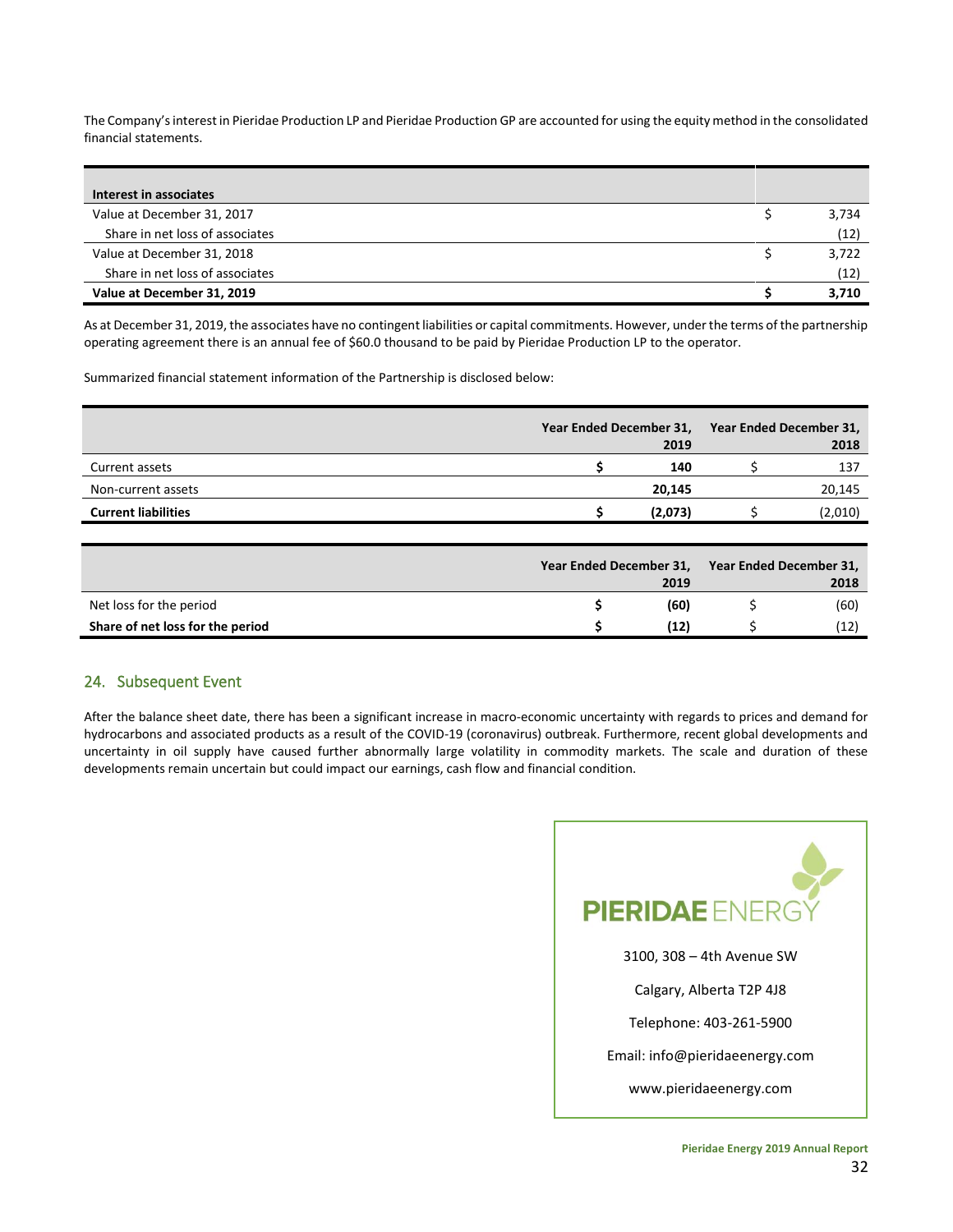The Company's interest in Pieridae Production LP and Pieridae Production GP are accounted for using the equity method in the consolidated financial statements.

| **Interest in associates** | |
|---|---|
| Value at December 31, 2017 | $ 3,734 |
| Share in net loss of associates | (12) |
| Value at December 31, 2018 | $ 3,722 |
| Share in net loss of associates | (12) |
| **Value at December 31, 2019** | **$ 3,710** |

As at December 31, 2019, the associates have no contingent liabilities or capital commitments. However, under the terms of the partnership operating agreement there is an annual fee of $60.0 thousand to be paid by Pieridae Production LP to the operator.

Summarized financial statement information of the Partnership is disclosed below:

| | **Year Ended December 31, 2019** | **Year Ended December 31, 2018** |
|---|---|---|
| Current assets | **$ 140** | $ 137 |
| Non-current assets | **20,145** | 20,145 |
| **Current liabilities** | **$ (2,073)** | $ (2,010) |

| | **Year Ended December 31, 2019** | **Year Ended December 31, 2018** |
|---|---|---|
| Net loss for the period | **$ (60)** | $ (60) |
| **Share of net loss for the period** | **$ (12)** | $ (12) |

## 24. Subsequent Event

After the balance sheet date, there has been a significant increase in macro-economic uncertainty with regards to prices and demand for hydrocarbons and associated products as a result of the COVID-19 (coronavirus) outbreak. Furthermore, recent global developments and uncertainty in oil supply have caused further abnormally large volatility in commodity markets. The scale and duration of these developments remain uncertain but could impact our earnings, cash flow and financial condition.

PIERIDAE ENERGY

3100, 308 – 4th Avenue SW

Calgary, Alberta T2P 4J8

Telephone: 403-261-5900

Email: info@pieridaeenergy.com

www.pieridaeenergy.com